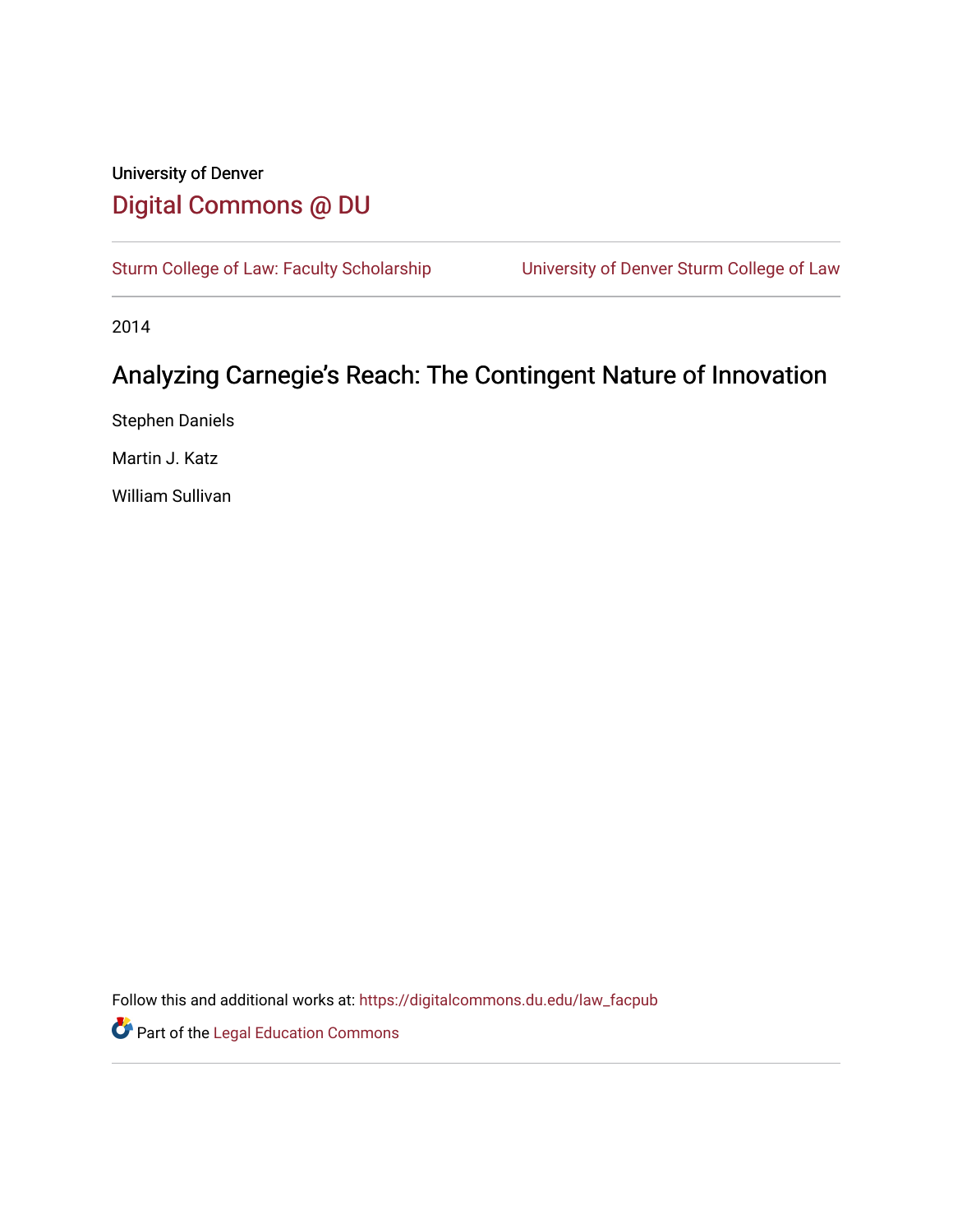University of Denver

## Digital Commons @ DU

Sturm College of Law: Faculty Scholarship | University of Denver Sturm College of Law

2014

# Analyzing Carnegie's Reach: The Contingent Nature of Innovation

Stephen Daniels

Martin J. Katz

William Sullivan

Follow this and additional works at: https://digitalcommons.du.edu/law_facpub

Part of the Legal Education Commons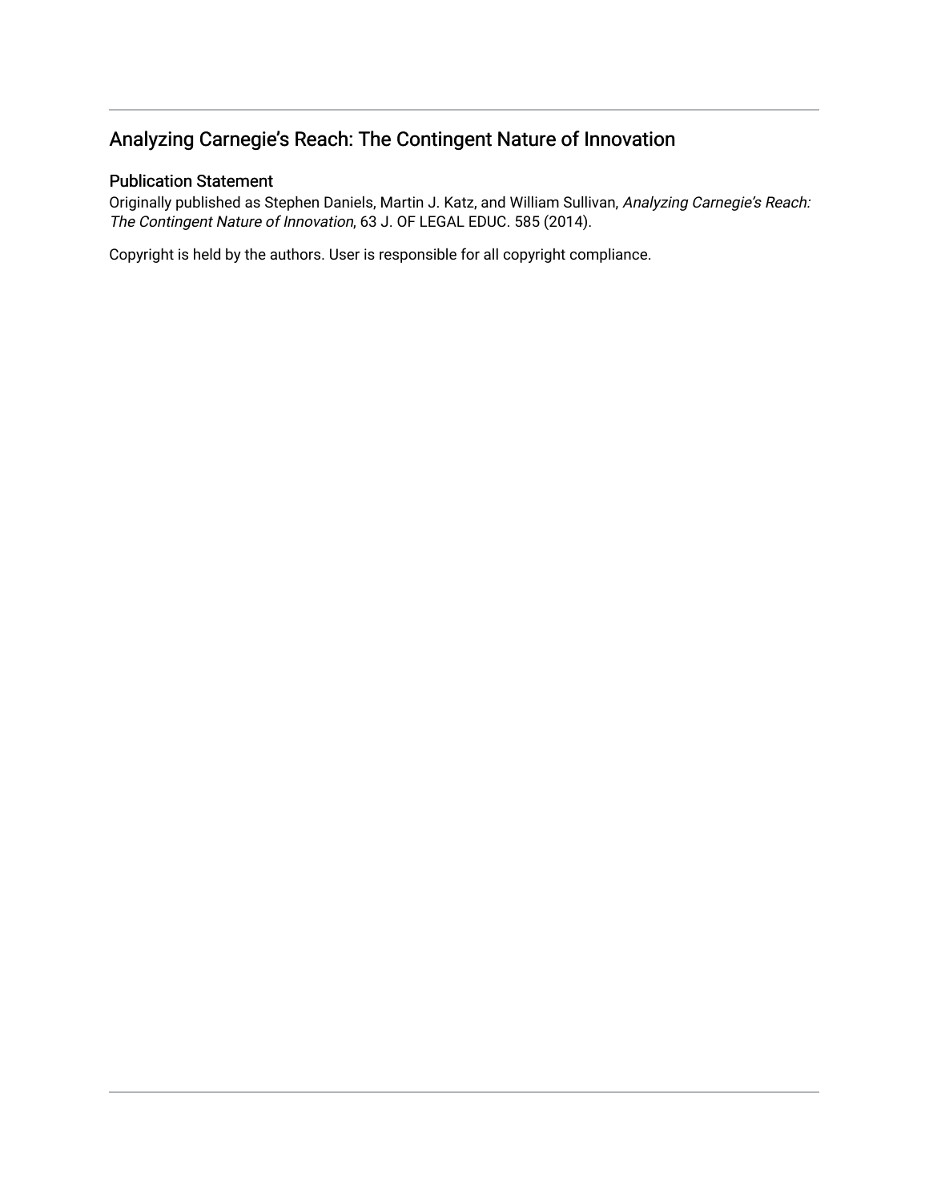## Analyzing Carnegie's Reach: The Contingent Nature of Innovation

### Publication Statement

Originally published as Stephen Daniels, Martin J. Katz, and William Sullivan, *Analyzing Carnegie's Reach: The Contingent Nature of Innovation*, 63 J. OF LEGAL EDUC. 585 (2014).

Copyright is held by the authors. User is responsible for all copyright compliance.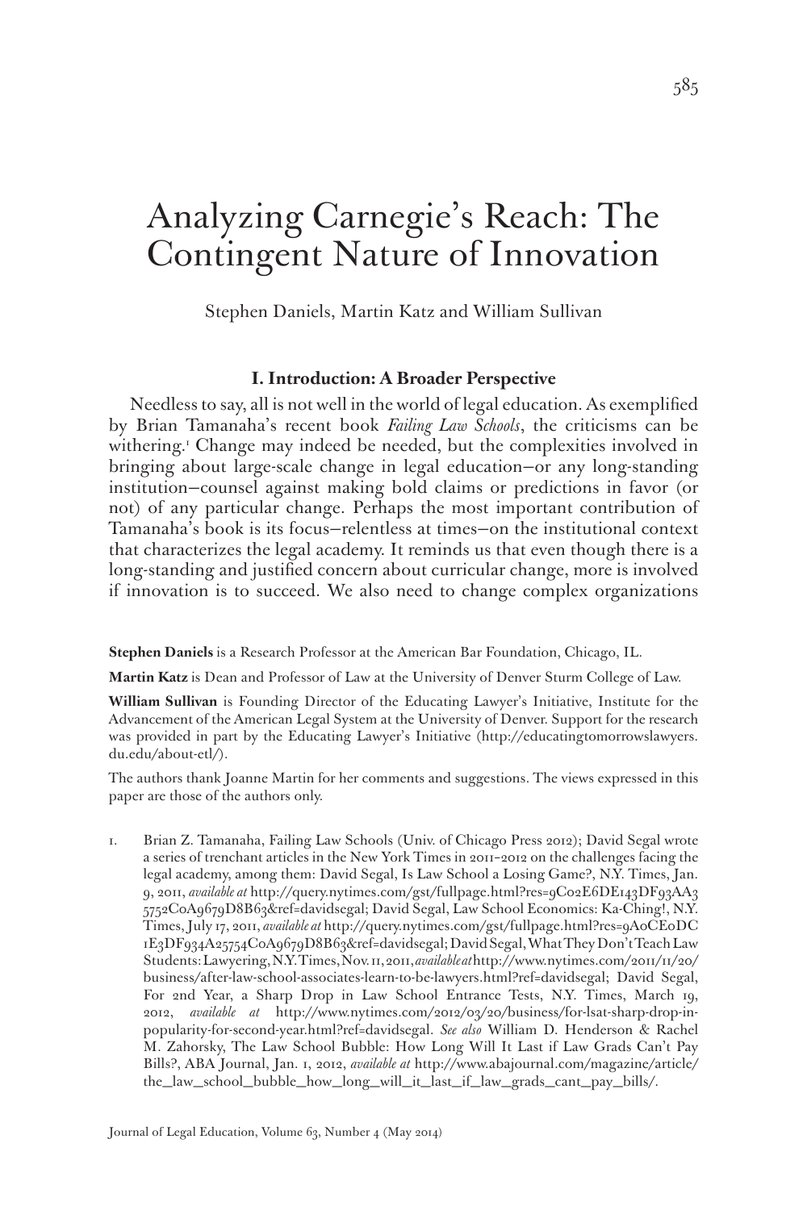# Analyzing Carnegie's Reach: The Contingent Nature of Innovation

Stephen Daniels, Martin Katz and William Sullivan

## I. Introduction: A Broader Perspective

Needless to say, all is not well in the world of legal education. As exemplified by Brian Tamanaha's recent book *Failing Law Schools*, the criticisms can be withering.[1] Change may indeed be needed, but the complexities involved in bringing about large-scale change in legal education—or any long-standing institution—counsel against making bold claims or predictions in favor (or not) of any particular change. Perhaps the most important contribution of Tamanaha's book is its focus—relentless at times—on the institutional context that characterizes the legal academy. It reminds us that even though there is a long-standing and justified concern about curricular change, more is involved if innovation is to succeed. We also need to change complex organizations

**Stephen Daniels** is a Research Professor at the American Bar Foundation, Chicago, IL.

**Martin Katz** is Dean and Professor of Law at the University of Denver Sturm College of Law.

**William Sullivan** is Founding Director of the Educating Lawyer's Initiative, Institute for the Advancement of the American Legal System at the University of Denver. Support for the research was provided in part by the Educating Lawyer's Initiative (http://educatingtomorrowslawyers.du.edu/about-etl/).

The authors thank Joanne Martin for her comments and suggestions. The views expressed in this paper are those of the authors only.

1. Brian Z. Tamanaha, Failing Law Schools (Univ. of Chicago Press 2012); David Segal wrote a series of trenchant articles in the New York Times in 2011–2012 on the challenges facing the legal academy, among them: David Segal, Is Law School a Losing Game?, N.Y. Times, Jan. 9, 2011, *available at* http://query.nytimes.com/gst/fullpage.html?res=9C02E6DE143DF93AA35752C0A9679D8B63&ref=davidsegal; David Segal, Law School Economics: Ka-Ching!, N.Y. Times, July 17, 2011, *available at* http://query.nytimes.com/gst/fullpage.html?res=9A0CE0DC1E3DF934A25754C0A9679D8B63&ref=davidsegal; David Segal, What They Don't Teach Law Students: Lawyering, N.Y. Times, Nov. 11, 2011, *available at* http://www.nytimes.com/2011/11/20/business/after-law-school-associates-learn-to-be-lawyers.html?ref=davidsegal; David Segal, For 2nd Year, a Sharp Drop in Law School Entrance Tests, N.Y. Times, March 19, 2012, *available at* http://www.nytimes.com/2012/03/20/business/for-lsat-sharp-drop-in-popularity-for-second-year.html?ref=davidsegal. *See also* William D. Henderson & Rachel M. Zahorsky, The Law School Bubble: How Long Will It Last if Law Grads Can't Pay Bills?, ABA Journal, Jan. 1, 2012, *available at* http://www.abajournal.com/magazine/article/the_law_school_bubble_how_long_will_it_last_if_law_grads_cant_pay_bills/.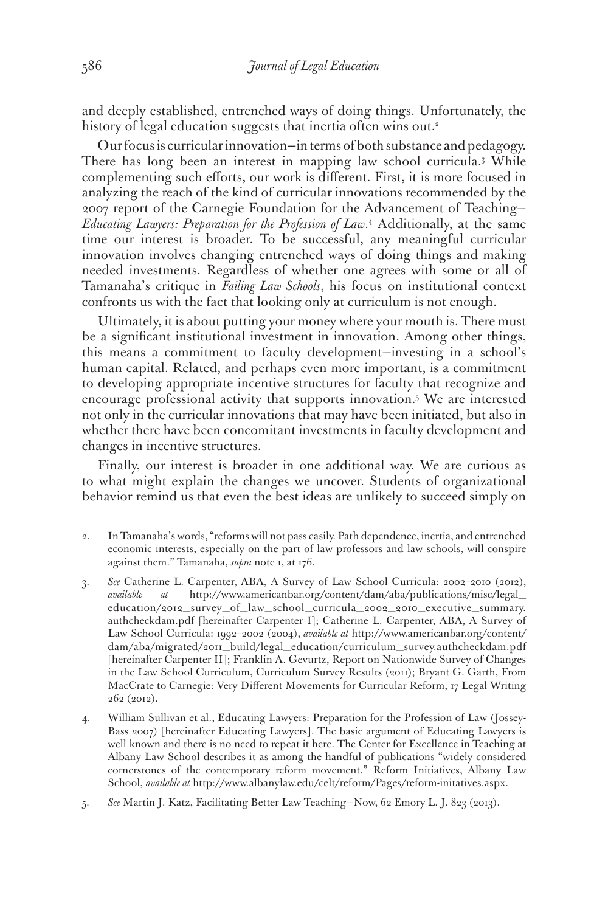and deeply established, entrenched ways of doing things. Unfortunately, the history of legal education suggests that inertia often wins out.[2]

Our focus is curricular innovation—in terms of both substance and pedagogy. There has long been an interest in mapping law school curricula.[3] While complementing such efforts, our work is different. First, it is more focused in analyzing the reach of the kind of curricular innovations recommended by the 2007 report of the Carnegie Foundation for the Advancement of Teaching—*Educating Lawyers: Preparation for the Profession of Law*.[4] Additionally, at the same time our interest is broader. To be successful, any meaningful curricular innovation involves changing entrenched ways of doing things and making needed investments. Regardless of whether one agrees with some or all of Tamanaha's critique in *Failing Law Schools*, his focus on institutional context confronts us with the fact that looking only at curriculum is not enough.

Ultimately, it is about putting your money where your mouth is. There must be a significant institutional investment in innovation. Among other things, this means a commitment to faculty development—investing in a school's human capital. Related, and perhaps even more important, is a commitment to developing appropriate incentive structures for faculty that recognize and encourage professional activity that supports innovation.[5] We are interested not only in the curricular innovations that may have been initiated, but also in whether there have been concomitant investments in faculty development and changes in incentive structures.

Finally, our interest is broader in one additional way. We are curious as to what might explain the changes we uncover. Students of organizational behavior remind us that even the best ideas are unlikely to succeed simply on

2. In Tamanaha's words, "reforms will not pass easily. Path dependence, inertia, and entrenched economic interests, especially on the part of law professors and law schools, will conspire against them." Tamanaha, *supra* note 1, at 176.

3. *See* Catherine L. Carpenter, ABA, A Survey of Law School Curricula: 2002–2010 (2012), *available at* http://www.americanbar.org/content/dam/aba/publications/misc/legal_education/2012_survey_of_law_school_curricula_2002_2010_executive_summary.authcheckdam.pdf [hereinafter Carpenter I]; Catherine L. Carpenter, ABA, A Survey of Law School Curricula: 1992–2002 (2004), *available at* http://www.americanbar.org/content/dam/aba/migrated/2011_build/legal_education/curriculum_survey.authcheckdam.pdf [hereinafter Carpenter II]; Franklin A. Gevurtz, Report on Nationwide Survey of Changes in the Law School Curriculum, Curriculum Survey Results (2011); Bryant G. Garth, From MacCrate to Carnegie: Very Different Movements for Curricular Reform, 17 Legal Writing 262 (2012).

4. William Sullivan et al., Educating Lawyers: Preparation for the Profession of Law (Jossey-Bass 2007) [hereinafter Educating Lawyers]. The basic argument of Educating Lawyers is well known and there is no need to repeat it here. The Center for Excellence in Teaching at Albany Law School describes it as among the handful of publications "widely considered cornerstones of the contemporary reform movement." Reform Initiatives, Albany Law School, *available at* http://www.albanylaw.edu/celt/reform/Pages/reform-initatives.aspx.

5. *See* Martin J. Katz, Facilitating Better Law Teaching—Now, 62 Emory L. J. 823 (2013).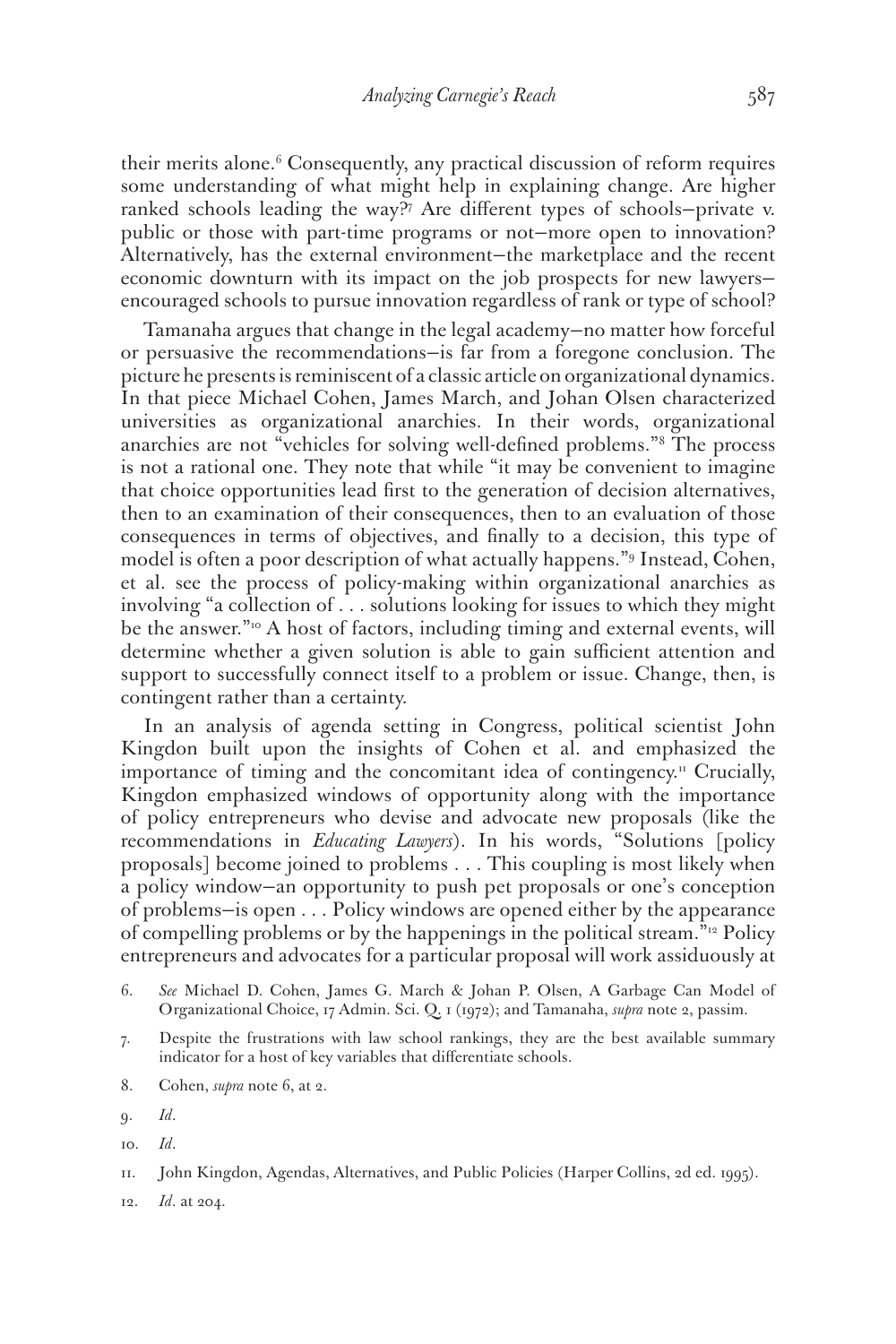their merits alone.[6] Consequently, any practical discussion of reform requires some understanding of what might help in explaining change. Are higher ranked schools leading the way?[7] Are different types of schools—private v. public or those with part-time programs or not—more open to innovation? Alternatively, has the external environment—the marketplace and the recent economic downturn with its impact on the job prospects for new lawyers—encouraged schools to pursue innovation regardless of rank or type of school?

Tamanaha argues that change in the legal academy—no matter how forceful or persuasive the recommendations—is far from a foregone conclusion. The picture he presents is reminiscent of a classic article on organizational dynamics. In that piece Michael Cohen, James March, and Johan Olsen characterized universities as organizational anarchies. In their words, organizational anarchies are not "vehicles for solving well-defined problems."[8] The process is not a rational one. They note that while "it may be convenient to imagine that choice opportunities lead first to the generation of decision alternatives, then to an examination of their consequences, then to an evaluation of those consequences in terms of objectives, and finally to a decision, this type of model is often a poor description of what actually happens."[9] Instead, Cohen, et al. see the process of policy-making within organizational anarchies as involving "a collection of . . . solutions looking for issues to which they might be the answer."[10] A host of factors, including timing and external events, will determine whether a given solution is able to gain sufficient attention and support to successfully connect itself to a problem or issue. Change, then, is contingent rather than a certainty.

In an analysis of agenda setting in Congress, political scientist John Kingdon built upon the insights of Cohen et al. and emphasized the importance of timing and the concomitant idea of contingency.[11] Crucially, Kingdon emphasized windows of opportunity along with the importance of policy entrepreneurs who devise and advocate new proposals (like the recommendations in *Educating Lawyers*). In his words, "Solutions [policy proposals] become joined to problems . . . This coupling is most likely when a policy window—an opportunity to push pet proposals or one's conception of problems—is open . . . Policy windows are opened either by the appearance of compelling problems or by the happenings in the political stream."[12] Policy entrepreneurs and advocates for a particular proposal will work assiduously at

6. *See* Michael D. Cohen, James G. March & Johan P. Olsen, A Garbage Can Model of Organizational Choice, 17 Admin. Sci. Q. 1 (1972); and Tamanaha, *supra* note 2, passim.

7. Despite the frustrations with law school rankings, they are the best available summary indicator for a host of key variables that differentiate schools.

8. Cohen, *supra* note 6, at 2.

9. *Id*.

10. *Id*.

11. John Kingdon, Agendas, Alternatives, and Public Policies (Harper Collins, 2d ed. 1995).

12. *Id*. at 204.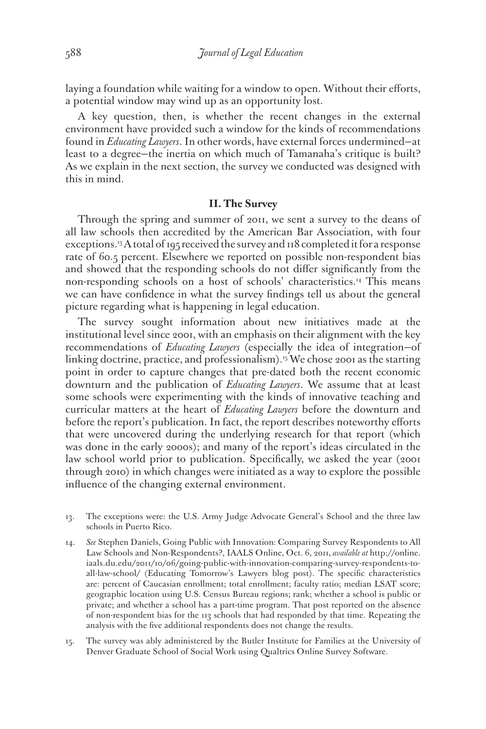laying a foundation while waiting for a window to open. Without their efforts, a potential window may wind up as an opportunity lost.

A key question, then, is whether the recent changes in the external environment have provided such a window for the kinds of recommendations found in *Educating Lawyers*. In other words, have external forces undermined—at least to a degree—the inertia on which much of Tamanaha's critique is built? As we explain in the next section, the survey we conducted was designed with this in mind.

## II. The Survey

Through the spring and summer of 2011, we sent a survey to the deans of all law schools then accredited by the American Bar Association, with four exceptions.[13] A total of 195 received the survey and 118 completed it for a response rate of 60.5 percent. Elsewhere we reported on possible non-respondent bias and showed that the responding schools do not differ significantly from the non-responding schools on a host of schools' characteristics.[14] This means we can have confidence in what the survey findings tell us about the general picture regarding what is happening in legal education.

The survey sought information about new initiatives made at the institutional level since 2001, with an emphasis on their alignment with the key recommendations of *Educating Lawyers* (especially the idea of integration—of linking doctrine, practice, and professionalism).[15] We chose 2001 as the starting point in order to capture changes that pre-dated both the recent economic downturn and the publication of *Educating Lawyers*. We assume that at least some schools were experimenting with the kinds of innovative teaching and curricular matters at the heart of *Educating Lawyers* before the downturn and before the report's publication. In fact, the report describes noteworthy efforts that were uncovered during the underlying research for that report (which was done in the early 2000s); and many of the report's ideas circulated in the law school world prior to publication. Specifically, we asked the year (2001 through 2010) in which changes were initiated as a way to explore the possible influence of the changing external environment.

13. The exceptions were: the U.S. Army Judge Advocate General's School and the three law schools in Puerto Rico.

14. *See* Stephen Daniels, Going Public with Innovation: Comparing Survey Respondents to All Law Schools and Non-Respondents?, IAALS Online, Oct. 6, 2011, *available at* http://online.iaals.du.edu/2011/10/06/going-public-with-innovation-comparing-survey-respondents-to-all-law-school/ (Educating Tomorrow's Lawyers blog post). The specific characteristics are: percent of Caucasian enrollment; total enrollment; faculty ratio; median LSAT score; geographic location using U.S. Census Bureau regions; rank; whether a school is public or private; and whether a school has a part-time program. That post reported on the absence of non-respondent bias for the 113 schools that had responded by that time. Repeating the analysis with the five additional respondents does not change the results.

15. The survey was ably administered by the Butler Institute for Families at the University of Denver Graduate School of Social Work using Qualtrics Online Survey Software.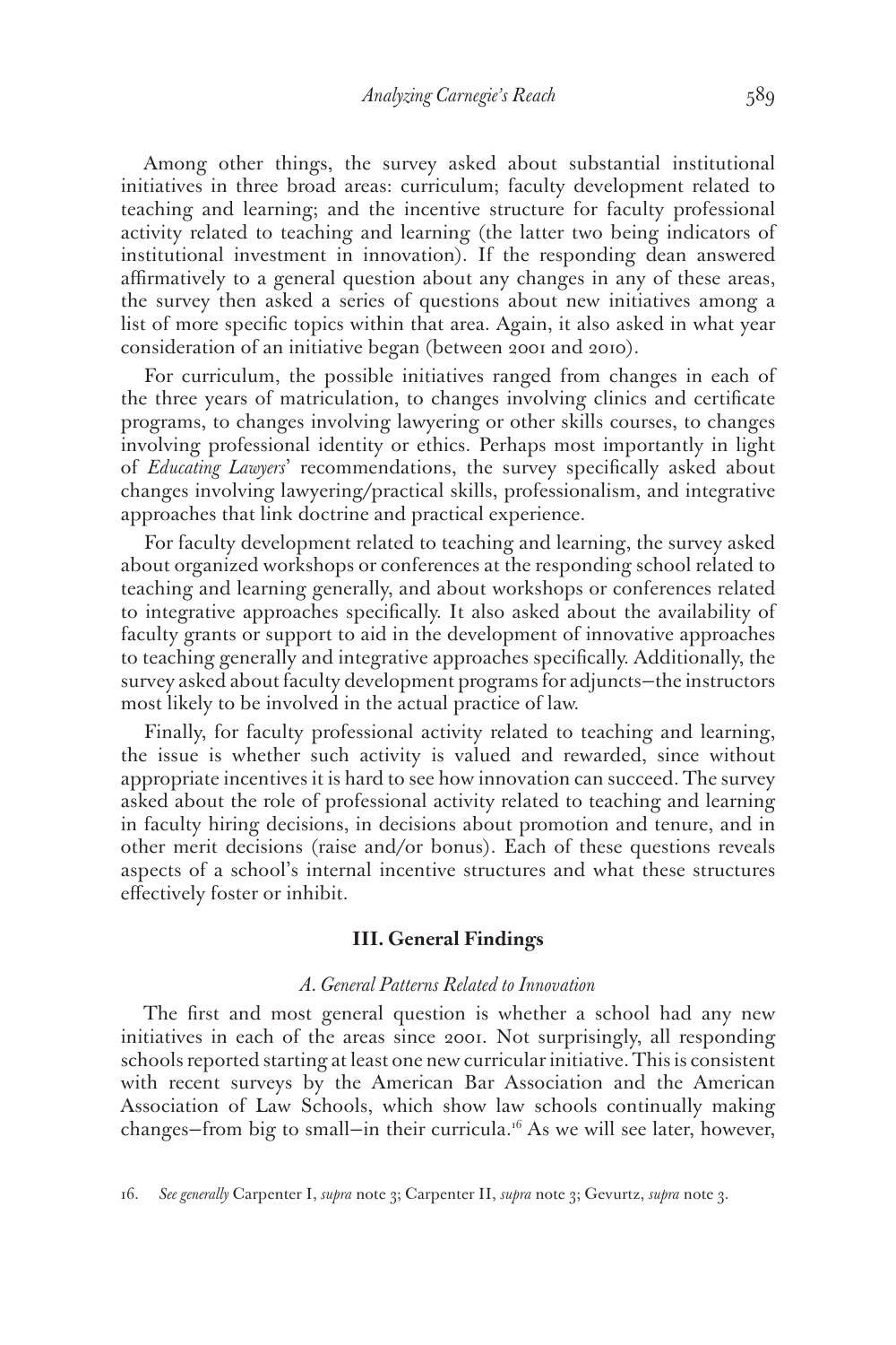Among other things, the survey asked about substantial institutional initiatives in three broad areas: curriculum; faculty development related to teaching and learning; and the incentive structure for faculty professional activity related to teaching and learning (the latter two being indicators of institutional investment in innovation). If the responding dean answered affirmatively to a general question about any changes in any of these areas, the survey then asked a series of questions about new initiatives among a list of more specific topics within that area. Again, it also asked in what year consideration of an initiative began (between 2001 and 2010).

For curriculum, the possible initiatives ranged from changes in each of the three years of matriculation, to changes involving clinics and certificate programs, to changes involving lawyering or other skills courses, to changes involving professional identity or ethics. Perhaps most importantly in light of *Educating Lawyers*' recommendations, the survey specifically asked about changes involving lawyering/practical skills, professionalism, and integrative approaches that link doctrine and practical experience.

For faculty development related to teaching and learning, the survey asked about organized workshops or conferences at the responding school related to teaching and learning generally, and about workshops or conferences related to integrative approaches specifically. It also asked about the availability of faculty grants or support to aid in the development of innovative approaches to teaching generally and integrative approaches specifically. Additionally, the survey asked about faculty development programs for adjuncts—the instructors most likely to be involved in the actual practice of law.

Finally, for faculty professional activity related to teaching and learning, the issue is whether such activity is valued and rewarded, since without appropriate incentives it is hard to see how innovation can succeed. The survey asked about the role of professional activity related to teaching and learning in faculty hiring decisions, in decisions about promotion and tenure, and in other merit decisions (raise and/or bonus). Each of these questions reveals aspects of a school's internal incentive structures and what these structures effectively foster or inhibit.

## III. General Findings

### *A. General Patterns Related to Innovation*

The first and most general question is whether a school had any new initiatives in each of the areas since 2001. Not surprisingly, all responding schools reported starting at least one new curricular initiative. This is consistent with recent surveys by the American Bar Association and the American Association of Law Schools, which show law schools continually making changes—from big to small—in their curricula.[16] As we will see later, however,

16. *See generally* Carpenter I, *supra* note 3; Carpenter II, *supra* note 3; Gevurtz, *supra* note 3.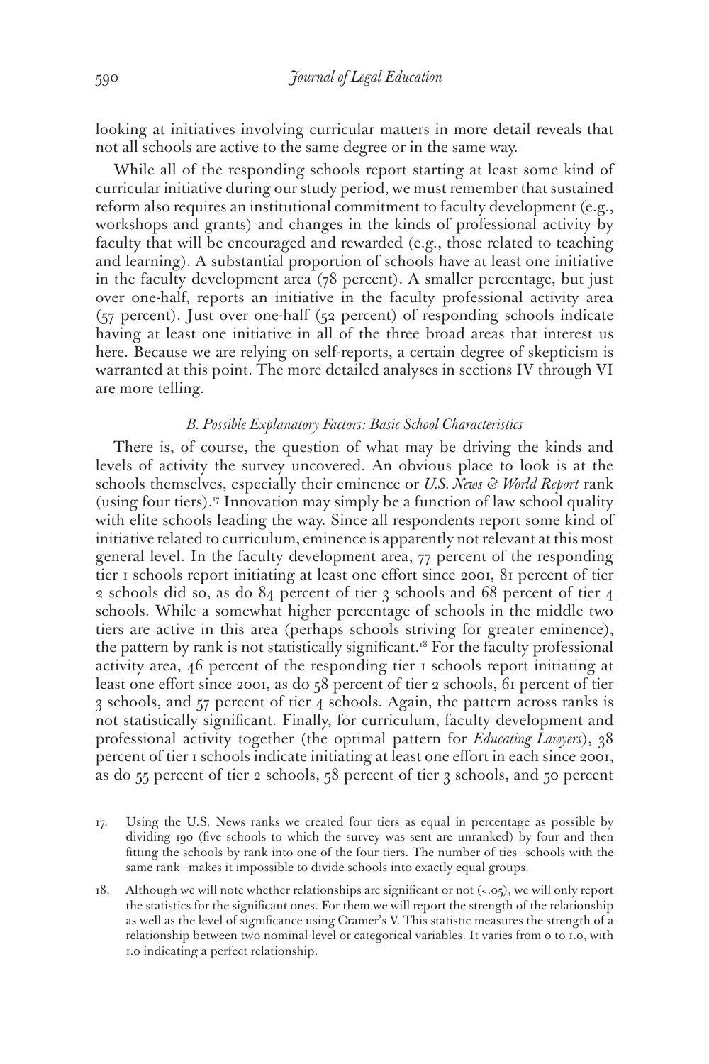looking at initiatives involving curricular matters in more detail reveals that not all schools are active to the same degree or in the same way.

While all of the responding schools report starting at least some kind of curricular initiative during our study period, we must remember that sustained reform also requires an institutional commitment to faculty development (e.g., workshops and grants) and changes in the kinds of professional activity by faculty that will be encouraged and rewarded (e.g., those related to teaching and learning). A substantial proportion of schools have at least one initiative in the faculty development area (78 percent). A smaller percentage, but just over one-half, reports an initiative in the faculty professional activity area (57 percent). Just over one-half (52 percent) of responding schools indicate having at least one initiative in all of the three broad areas that interest us here. Because we are relying on self-reports, a certain degree of skepticism is warranted at this point. The more detailed analyses in sections IV through VI are more telling.

### *B. Possible Explanatory Factors: Basic School Characteristics*

There is, of course, the question of what may be driving the kinds and levels of activity the survey uncovered. An obvious place to look is at the schools themselves, especially their eminence or *U.S. News & World Report* rank (using four tiers).[17] Innovation may simply be a function of law school quality with elite schools leading the way. Since all respondents report some kind of initiative related to curriculum, eminence is apparently not relevant at this most general level. In the faculty development area, 77 percent of the responding tier 1 schools report initiating at least one effort since 2001, 81 percent of tier 2 schools did so, as do 84 percent of tier 3 schools and 68 percent of tier 4 schools. While a somewhat higher percentage of schools in the middle two tiers are active in this area (perhaps schools striving for greater eminence), the pattern by rank is not statistically significant.[18] For the faculty professional activity area, 46 percent of the responding tier 1 schools report initiating at least one effort since 2001, as do 58 percent of tier 2 schools, 61 percent of tier 3 schools, and 57 percent of tier 4 schools. Again, the pattern across ranks is not statistically significant. Finally, for curriculum, faculty development and professional activity together (the optimal pattern for *Educating Lawyers*), 38 percent of tier 1 schools indicate initiating at least one effort in each since 2001, as do 55 percent of tier 2 schools, 58 percent of tier 3 schools, and 50 percent

17. Using the U.S. News ranks we created four tiers as equal in percentage as possible by dividing 190 (five schools to which the survey was sent are unranked) by four and then fitting the schools by rank into one of the four tiers. The number of ties—schools with the same rank—makes it impossible to divide schools into exactly equal groups.

18. Although we will note whether relationships are significant or not (<.05), we will only report the statistics for the significant ones. For them we will report the strength of the relationship as well as the level of significance using Cramer's V. This statistic measures the strength of a relationship between two nominal-level or categorical variables. It varies from 0 to 1.0, with 1.0 indicating a perfect relationship.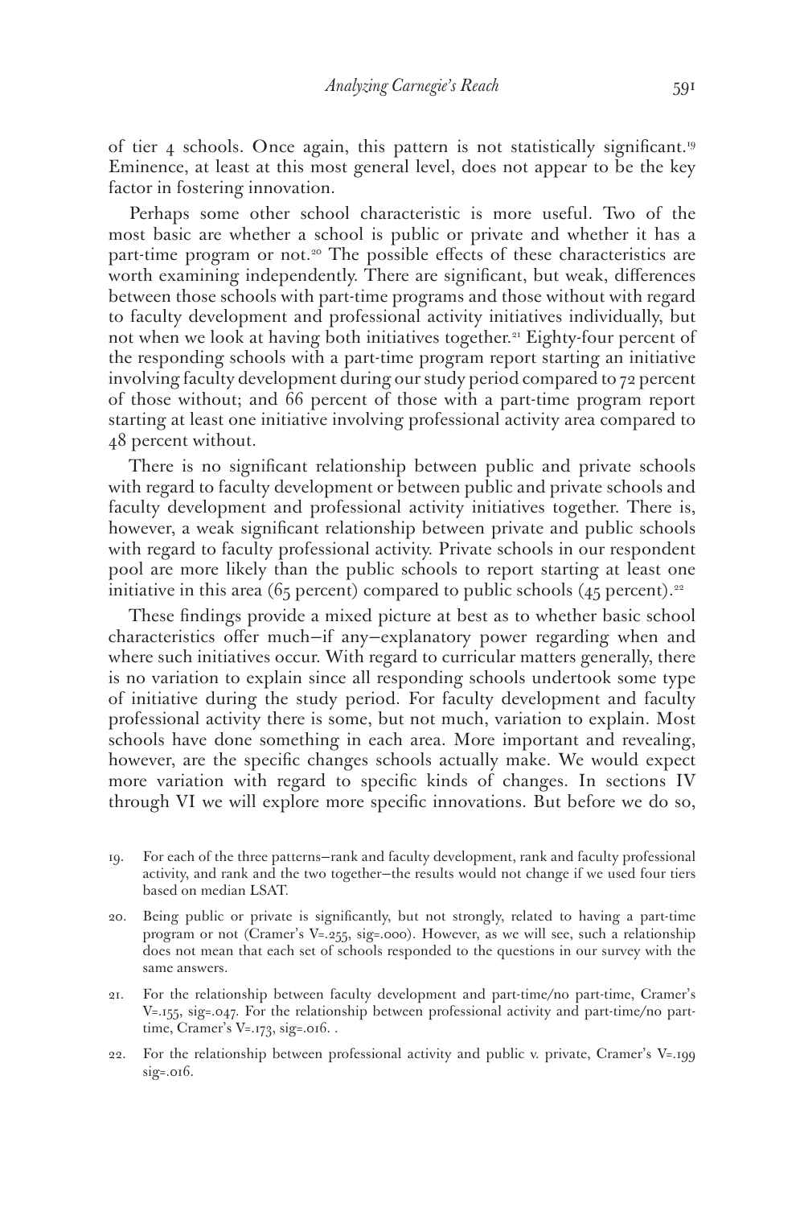of tier 4 schools. Once again, this pattern is not statistically significant.[19] Eminence, at least at this most general level, does not appear to be the key factor in fostering innovation.

Perhaps some other school characteristic is more useful. Two of the most basic are whether a school is public or private and whether it has a part-time program or not.[20] The possible effects of these characteristics are worth examining independently. There are significant, but weak, differences between those schools with part-time programs and those without with regard to faculty development and professional activity initiatives individually, but not when we look at having both initiatives together.[21] Eighty-four percent of the responding schools with a part-time program report starting an initiative involving faculty development during our study period compared to 72 percent of those without; and 66 percent of those with a part-time program report starting at least one initiative involving professional activity area compared to 48 percent without.

There is no significant relationship between public and private schools with regard to faculty development or between public and private schools and faculty development and professional activity initiatives together. There is, however, a weak significant relationship between private and public schools with regard to faculty professional activity. Private schools in our respondent pool are more likely than the public schools to report starting at least one initiative in this area (65 percent) compared to public schools (45 percent).[22]

These findings provide a mixed picture at best as to whether basic school characteristics offer much—if any—explanatory power regarding when and where such initiatives occur. With regard to curricular matters generally, there is no variation to explain since all responding schools undertook some type of initiative during the study period. For faculty development and faculty professional activity there is some, but not much, variation to explain. Most schools have done something in each area. More important and revealing, however, are the specific changes schools actually make. We would expect more variation with regard to specific kinds of changes. In sections IV through VI we will explore more specific innovations. But before we do so,

19. For each of the three patterns—rank and faculty development, rank and faculty professional activity, and rank and the two together—the results would not change if we used four tiers based on median LSAT.

20. Being public or private is significantly, but not strongly, related to having a part-time program or not (Cramer's V=.255, sig=.000). However, as we will see, such a relationship does not mean that each set of schools responded to the questions in our survey with the same answers.

21. For the relationship between faculty development and part-time/no part-time, Cramer's V=.155, sig=.047. For the relationship between professional activity and part-time/no part-time, Cramer's V=.173, sig=.016. .

22. For the relationship between professional activity and public v. private, Cramer's V=.199 sig=.016.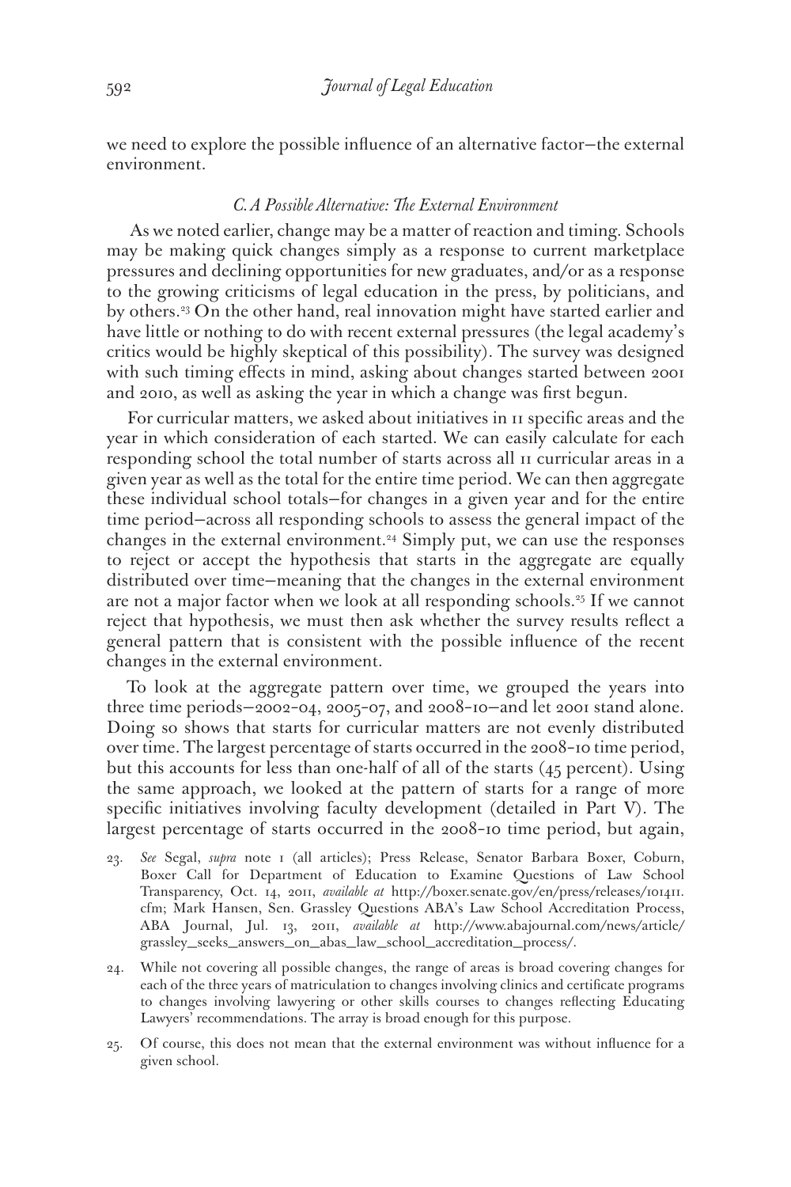we need to explore the possible influence of an alternative factor—the external environment.

### *C. A Possible Alternative: The External Environment*

As we noted earlier, change may be a matter of reaction and timing. Schools may be making quick changes simply as a response to current marketplace pressures and declining opportunities for new graduates, and/or as a response to the growing criticisms of legal education in the press, by politicians, and by others.[23] On the other hand, real innovation might have started earlier and have little or nothing to do with recent external pressures (the legal academy's critics would be highly skeptical of this possibility). The survey was designed with such timing effects in mind, asking about changes started between 2001 and 2010, as well as asking the year in which a change was first begun.

For curricular matters, we asked about initiatives in 11 specific areas and the year in which consideration of each started. We can easily calculate for each responding school the total number of starts across all 11 curricular areas in a given year as well as the total for the entire time period. We can then aggregate these individual school totals—for changes in a given year and for the entire time period—across all responding schools to assess the general impact of the changes in the external environment.[24] Simply put, we can use the responses to reject or accept the hypothesis that starts in the aggregate are equally distributed over time—meaning that the changes in the external environment are not a major factor when we look at all responding schools.[25] If we cannot reject that hypothesis, we must then ask whether the survey results reflect a general pattern that is consistent with the possible influence of the recent changes in the external environment.

To look at the aggregate pattern over time, we grouped the years into three time periods—2002-04, 2005-07, and 2008-10—and let 2001 stand alone. Doing so shows that starts for curricular matters are not evenly distributed over time. The largest percentage of starts occurred in the 2008-10 time period, but this accounts for less than one-half of all of the starts (45 percent). Using the same approach, we looked at the pattern of starts for a range of more specific initiatives involving faculty development (detailed in Part V). The largest percentage of starts occurred in the 2008-10 time period, but again,

23. *See* Segal, *supra* note 1 (all articles); Press Release, Senator Barbara Boxer, Coburn, Boxer Call for Department of Education to Examine Questions of Law School Transparency, Oct. 14, 2011, *available at* http://boxer.senate.gov/en/press/releases/101411.cfm; Mark Hansen, Sen. Grassley Questions ABA's Law School Accreditation Process, ABA Journal, Jul. 13, 2011, *available at* http://www.abajournal.com/news/article/grassley_seeks_answers_on_abas_law_school_accreditation_process/.

24. While not covering all possible changes, the range of areas is broad covering changes for each of the three years of matriculation to changes involving clinics and certificate programs to changes involving lawyering or other skills courses to changes reflecting Educating Lawyers' recommendations. The array is broad enough for this purpose.

25. Of course, this does not mean that the external environment was without influence for a given school.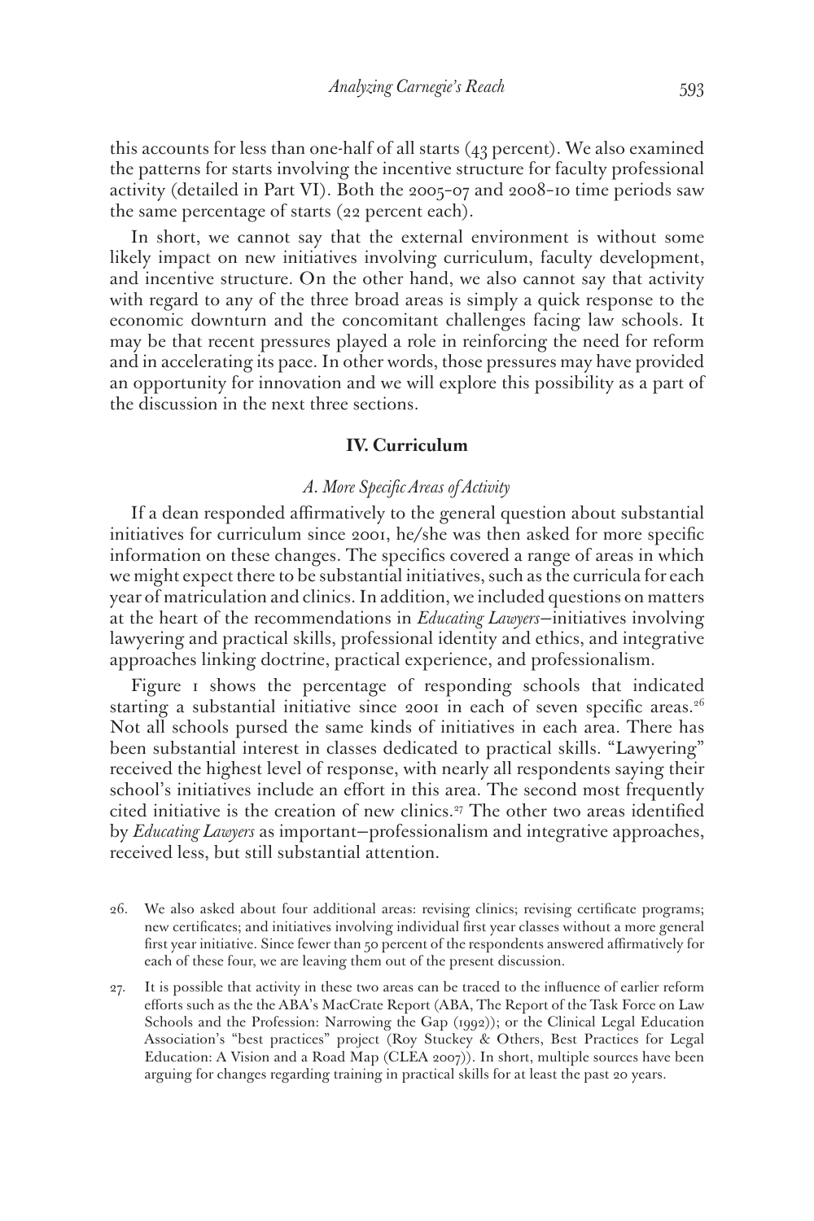this accounts for less than one-half of all starts (43 percent). We also examined the patterns for starts involving the incentive structure for faculty professional activity (detailed in Part VI). Both the 2005-07 and 2008-10 time periods saw the same percentage of starts (22 percent each).

In short, we cannot say that the external environment is without some likely impact on new initiatives involving curriculum, faculty development, and incentive structure. On the other hand, we also cannot say that activity with regard to any of the three broad areas is simply a quick response to the economic downturn and the concomitant challenges facing law schools. It may be that recent pressures played a role in reinforcing the need for reform and in accelerating its pace. In other words, those pressures may have provided an opportunity for innovation and we will explore this possibility as a part of the discussion in the next three sections.

## IV. Curriculum

### *A. More Specific Areas of Activity*

If a dean responded affirmatively to the general question about substantial initiatives for curriculum since 2001, he/she was then asked for more specific information on these changes. The specifics covered a range of areas in which we might expect there to be substantial initiatives, such as the curricula for each year of matriculation and clinics. In addition, we included questions on matters at the heart of the recommendations in *Educating Lawyers*—initiatives involving lawyering and practical skills, professional identity and ethics, and integrative approaches linking doctrine, practical experience, and professionalism.

Figure 1 shows the percentage of responding schools that indicated starting a substantial initiative since 2001 in each of seven specific areas.[26] Not all schools pursued the same kinds of initiatives in each area. There has been substantial interest in classes dedicated to practical skills. "Lawyering" received the highest level of response, with nearly all respondents saying their school's initiatives include an effort in this area. The second most frequently cited initiative is the creation of new clinics.[27] The other two areas identified by *Educating Lawyers* as important—professionalism and integrative approaches, received less, but still substantial attention.

26. We also asked about four additional areas: revising clinics; revising certificate programs; new certificates; and initiatives involving individual first year classes without a more general first year initiative. Since fewer than 50 percent of the respondents answered affirmatively for each of these four, we are leaving them out of the present discussion.

27. It is possible that activity in these two areas can be traced to the influence of earlier reform efforts such as the the ABA's MacCrate Report (ABA, The Report of the Task Force on Law Schools and the Profession: Narrowing the Gap (1992)); or the Clinical Legal Education Association's "best practices" project (Roy Stuckey & Others, Best Practices for Legal Education: A Vision and a Road Map (CLEA 2007)). In short, multiple sources have been arguing for changes regarding training in practical skills for at least the past 20 years.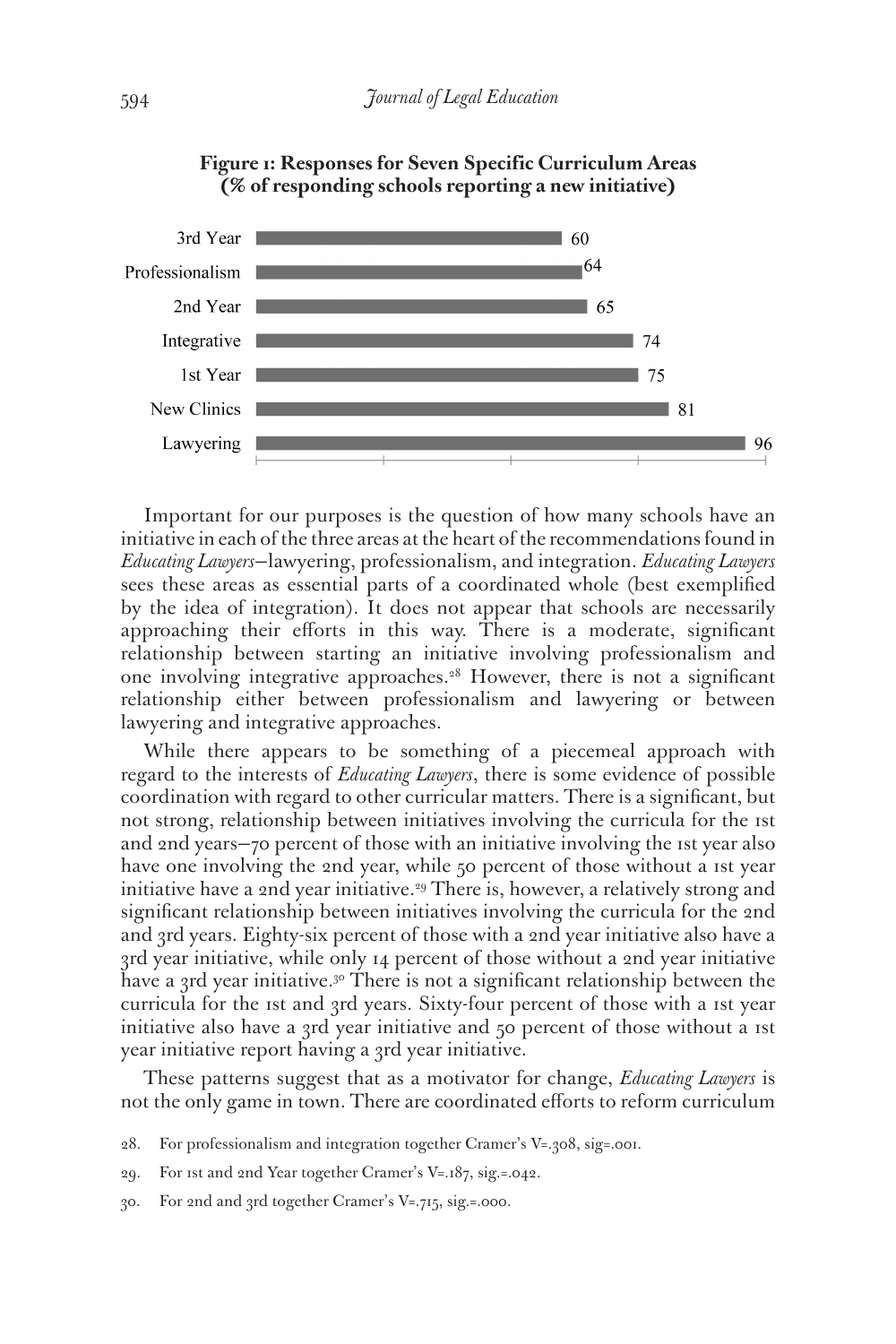**Figure 1: Responses for Seven Specific Curriculum Areas (% of responding schools reporting a new initiative)**

| Curriculum Area | % |
|---|---|
| 3rd Year | 60 |
| Professionalism | 64 |
| 2nd Year | 65 |
| Integrative | 74 |
| 1st Year | 75 |
| New Clinics | 81 |
| Lawyering | 96 |

Important for our purposes is the question of how many schools have an initiative in each of the three areas at the heart of the recommendations found in *Educating Lawyers*—lawyering, professionalism, and integration. *Educating Lawyers* sees these areas as essential parts of a coordinated whole (best exemplified by the idea of integration). It does not appear that schools are necessarily approaching their efforts in this way. There is a moderate, significant relationship between starting an initiative involving professionalism and one involving integrative approaches.[28] However, there is not a significant relationship either between professionalism and lawyering or between lawyering and integrative approaches.

While there appears to be something of a piecemeal approach with regard to the interests of *Educating Lawyers*, there is some evidence of possible coordination with regard to other curricular matters. There is a significant, but not strong, relationship between initiatives involving the curricula for the 1st and 2nd years—70 percent of those with an initiative involving the 1st year also have one involving the 2nd year, while 50 percent of those without a 1st year initiative have a 2nd year initiative.[29] There is, however, a relatively strong and significant relationship between initiatives involving the curricula for the 2nd and 3rd years. Eighty-six percent of those with a 2nd year initiative also have a 3rd year initiative, while only 14 percent of those without a 2nd year initiative have a 3rd year initiative.[30] There is not a significant relationship between the curricula for the 1st and 3rd years. Sixty-four percent of those with a 1st year initiative also have a 3rd year initiative and 50 percent of those without a 1st year initiative report having a 3rd year initiative.

These patterns suggest that as a motivator for change, *Educating Lawyers* is not the only game in town. There are coordinated efforts to reform curriculum

28. For professionalism and integration together Cramer's V=.308, sig=.001.

29. For 1st and 2nd Year together Cramer's V=.187, sig.=.042.

30. For 2nd and 3rd together Cramer's V=.715, sig.=.000.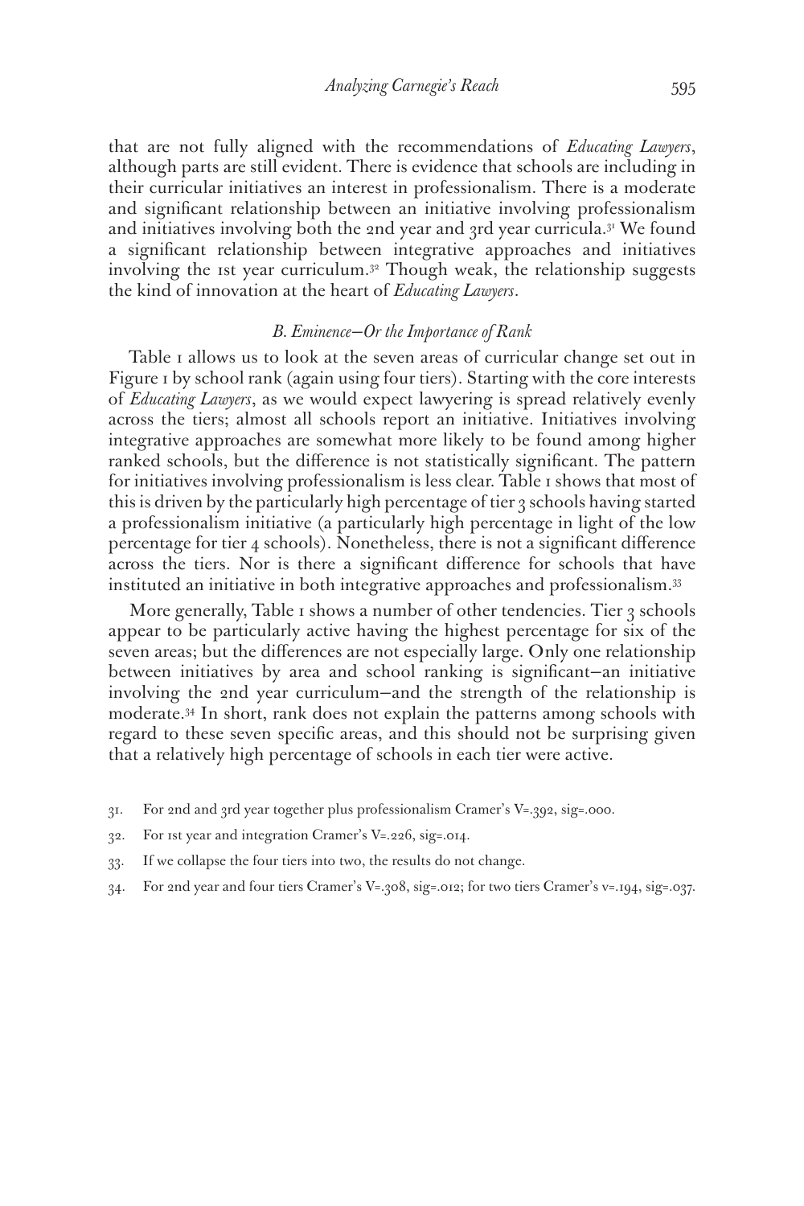that are not fully aligned with the recommendations of *Educating Lawyers*, although parts are still evident. There is evidence that schools are including in their curricular initiatives an interest in professionalism. There is a moderate and significant relationship between an initiative involving professionalism and initiatives involving both the 2nd year and 3rd year curricula.[31] We found a significant relationship between integrative approaches and initiatives involving the 1st year curriculum.[32] Though weak, the relationship suggests the kind of innovation at the heart of *Educating Lawyers*.

### *B. Eminence—Or the Importance of Rank*

Table 1 allows us to look at the seven areas of curricular change set out in Figure 1 by school rank (again using four tiers). Starting with the core interests of *Educating Lawyers*, as we would expect lawyering is spread relatively evenly across the tiers; almost all schools report an initiative. Initiatives involving integrative approaches are somewhat more likely to be found among higher ranked schools, but the difference is not statistically significant. The pattern for initiatives involving professionalism is less clear. Table 1 shows that most of this is driven by the particularly high percentage of tier 3 schools having started a professionalism initiative (a particularly high percentage in light of the low percentage for tier 4 schools). Nonetheless, there is not a significant difference across the tiers. Nor is there a significant difference for schools that have instituted an initiative in both integrative approaches and professionalism.[33]

More generally, Table 1 shows a number of other tendencies. Tier 3 schools appear to be particularly active having the highest percentage for six of the seven areas; but the differences are not especially large. Only one relationship between initiatives by area and school ranking is significant—an initiative involving the 2nd year curriculum—and the strength of the relationship is moderate.[34] In short, rank does not explain the patterns among schools with regard to these seven specific areas, and this should not be surprising given that a relatively high percentage of schools in each tier were active.

31. For 2nd and 3rd year together plus professionalism Cramer's V=.392, sig=.000.

32. For 1st year and integration Cramer's V=.226, sig=.014.

33. If we collapse the four tiers into two, the results do not change.

34. For 2nd year and four tiers Cramer's V=.308, sig=.012; for two tiers Cramer's v=.194, sig=.037.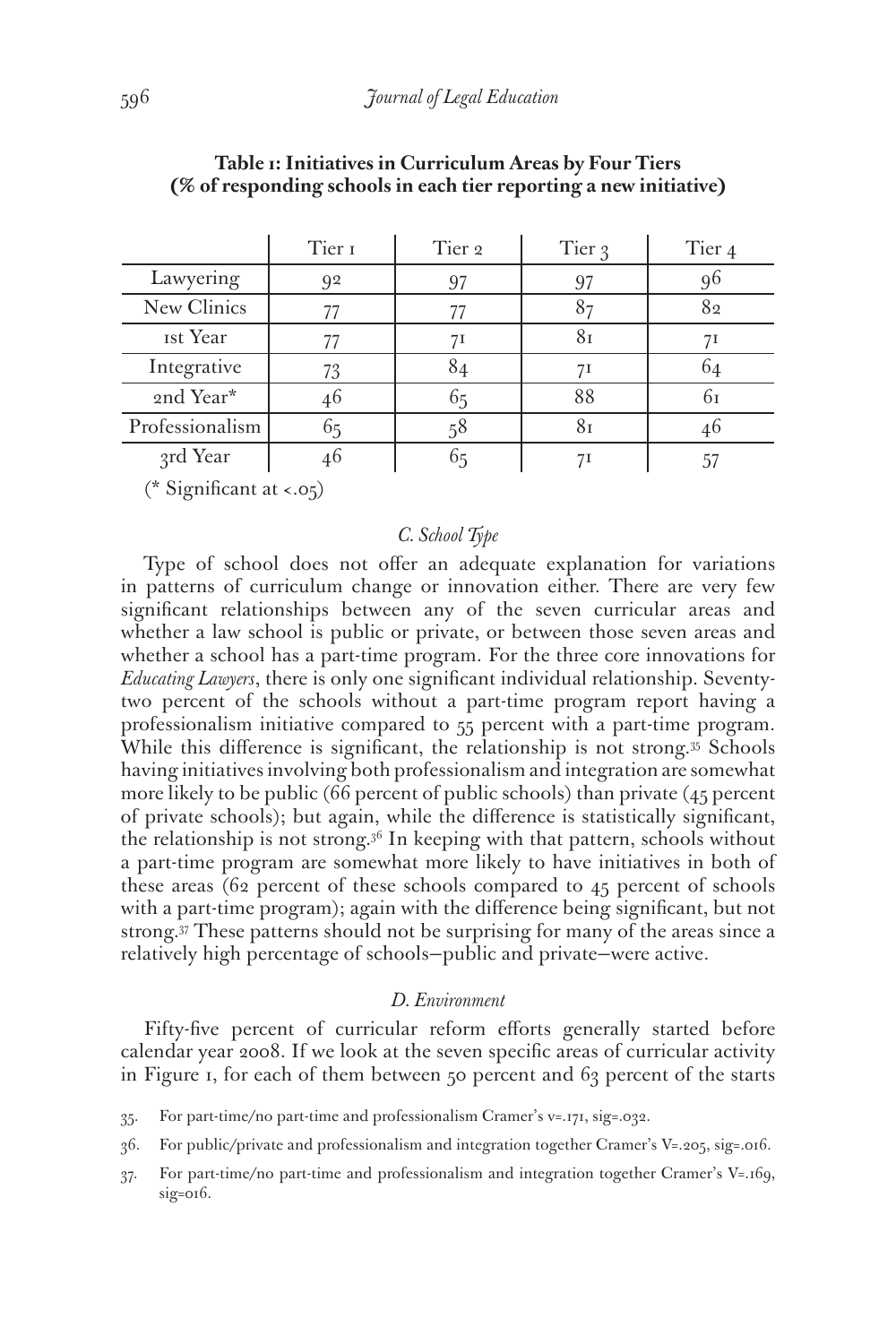**Table 1: Initiatives in Curriculum Areas by Four Tiers (% of responding schools in each tier reporting a new initiative)**

| | Tier 1 | Tier 2 | Tier 3 | Tier 4 |
|---|---|---|---|---|
| Lawyering | 92 | 97 | 97 | 96 |
| New Clinics | 77 | 77 | 87 | 82 |
| 1st Year | 77 | 71 | 81 | 71 |
| Integrative | 73 | 84 | 71 | 64 |
| 2nd Year* | 46 | 65 | 88 | 61 |
| Professionalism | 65 | 58 | 81 | 46 |
| 3rd Year | 46 | 65 | 71 | 57 |

(* Significant at <.05)

### *C. School Type*

Type of school does not offer an adequate explanation for variations in patterns of curriculum change or innovation either. There are very few significant relationships between any of the seven curricular areas and whether a law school is public or private, or between those seven areas and whether a school has a part-time program. For the three core innovations for *Educating Lawyers*, there is only one significant individual relationship. Seventy-two percent of the schools without a part-time program report having a professionalism initiative compared to 55 percent with a part-time program. While this difference is significant, the relationship is not strong.[35] Schools having initiatives involving both professionalism and integration are somewhat more likely to be public (66 percent of public schools) than private (45 percent of private schools); but again, while the difference is statistically significant, the relationship is not strong.[36] In keeping with that pattern, schools without a part-time program are somewhat more likely to have initiatives in both of these areas (62 percent of these schools compared to 45 percent of schools with a part-time program); again with the difference being significant, but not strong.[37] These patterns should not be surprising for many of the areas since a relatively high percentage of schools—public and private—were active.

### *D. Environment*

Fifty-five percent of curricular reform efforts generally started before calendar year 2008. If we look at the seven specific areas of curricular activity in Figure 1, for each of them between 50 percent and 63 percent of the starts

35. For part-time/no part-time and professionalism Cramer's v=.171, sig=.032.

36. For public/private and professionalism and integration together Cramer's V=.205, sig=.016.

37. For part-time/no part-time and professionalism and integration together Cramer's V=.169, sig=016.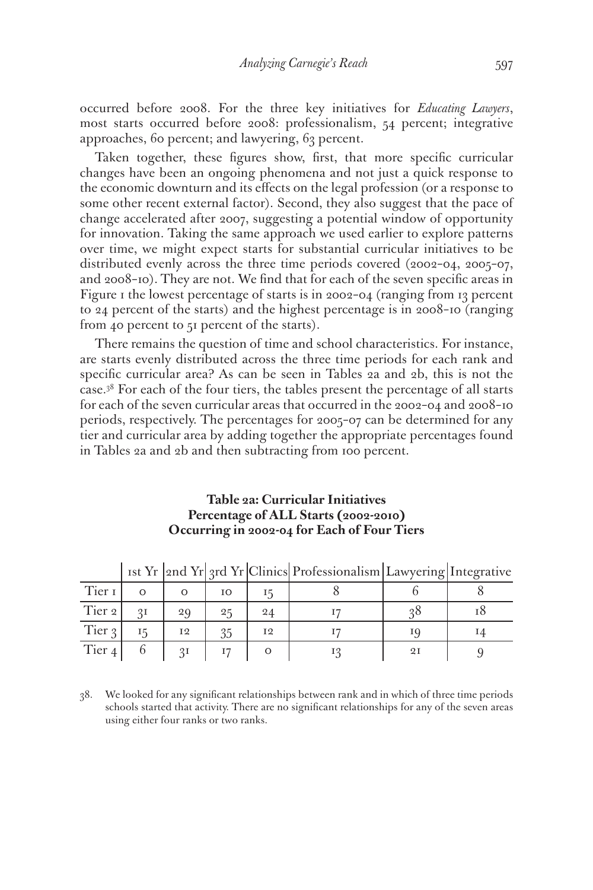occurred before 2008. For the three key initiatives for *Educating Lawyers*, most starts occurred before 2008: professionalism, 54 percent; integrative approaches, 60 percent; and lawyering, 63 percent.

Taken together, these figures show, first, that more specific curricular changes have been an ongoing phenomena and not just a quick response to the economic downturn and its effects on the legal profession (or a response to some other recent external factor). Second, they also suggest that the pace of change accelerated after 2007, suggesting a potential window of opportunity for innovation. Taking the same approach we used earlier to explore patterns over time, we might expect starts for substantial curricular initiatives to be distributed evenly across the three time periods covered (2002–04, 2005–07, and 2008–10). They are not. We find that for each of the seven specific areas in Figure 1 the lowest percentage of starts is in 2002–04 (ranging from 13 percent to 24 percent of the starts) and the highest percentage is in 2008–10 (ranging from 40 percent to 51 percent of the starts).

There remains the question of time and school characteristics. For instance, are starts evenly distributed across the three time periods for each rank and specific curricular area? As can be seen in Tables 2a and 2b, this is not the case.[38] For each of the four tiers, the tables present the percentage of all starts for each of the seven curricular areas that occurred in the 2002–04 and 2008–10 periods, respectively. The percentages for 2005–07 can be determined for any tier and curricular area by adding together the appropriate percentages found in Tables 2a and 2b and then subtracting from 100 percent.

**Table 2a: Curricular Initiatives**
**Percentage of ALL Starts (2002-2010)**
**Occurring in 2002-04 for Each of Four Tiers**

| | 1st Yr | 2nd Yr | 3rd Yr | Clinics | Professionalism | Lawyering | Integrative |
|---|---|---|---|---|---|---|---|
| Tier 1 | 0 | 0 | 10 | 15 | 8 | 6 | 8 |
| Tier 2 | 31 | 29 | 25 | 24 | 17 | 38 | 18 |
| Tier 3 | 15 | 12 | 35 | 12 | 17 | 19 | 14 |
| Tier 4 | 6 | 31 | 17 | 0 | 13 | 21 | 9 |

38. We looked for any significant relationships between rank and in which of three time periods schools started that activity. There are no significant relationships for any of the seven areas using either four ranks or two ranks.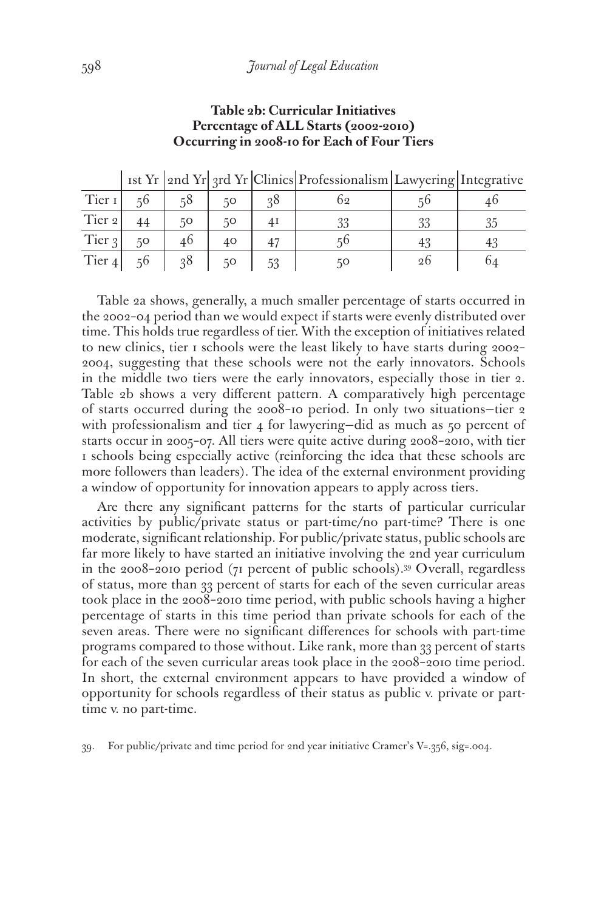**Table 2b: Curricular Initiatives**
**Percentage of ALL Starts (2002-2010)**
**Occurring in 2008-10 for Each of Four Tiers**

| | 1st Yr | 2nd Yr | 3rd Yr | Clinics | Professionalism | Lawyering | Integrative |
|---|---|---|---|---|---|---|---|
| Tier 1 | 56 | 58 | 50 | 38 | 62 | 56 | 46 |
| Tier 2 | 44 | 50 | 50 | 41 | 33 | 33 | 35 |
| Tier 3 | 50 | 46 | 40 | 47 | 56 | 43 | 43 |
| Tier 4 | 56 | 38 | 50 | 53 | 50 | 26 | 64 |

Table 2a shows, generally, a much smaller percentage of starts occurred in the 2002-04 period than we would expect if starts were evenly distributed over time. This holds true regardless of tier. With the exception of initiatives related to new clinics, tier 1 schools were the least likely to have starts during 2002-2004, suggesting that these schools were not the early innovators. Schools in the middle two tiers were the early innovators, especially those in tier 2. Table 2b shows a very different pattern. A comparatively high percentage of starts occurred during the 2008-10 period. In only two situations—tier 2 with professionalism and tier 4 for lawyering—did as much as 50 percent of starts occur in 2005-07. All tiers were quite active during 2008-2010, with tier 1 schools being especially active (reinforcing the idea that these schools are more followers than leaders). The idea of the external environment providing a window of opportunity for innovation appears to apply across tiers.

Are there any significant patterns for the starts of particular curricular activities by public/private status or part-time/no part-time? There is one moderate, significant relationship. For public/private status, public schools are far more likely to have started an initiative involving the 2nd year curriculum in the 2008-2010 period (71 percent of public schools).[39] Overall, regardless of status, more than 33 percent of starts for each of the seven curricular areas took place in the 2008-2010 time period, with public schools having a higher percentage of starts in this time period than private schools for each of the seven areas. There were no significant differences for schools with part-time programs compared to those without. Like rank, more than 33 percent of starts for each of the seven curricular areas took place in the 2008-2010 time period. In short, the external environment appears to have provided a window of opportunity for schools regardless of their status as public v. private or part-time v. no part-time.

39. For public/private and time period for 2nd year initiative Cramer's V=.356, sig=.004.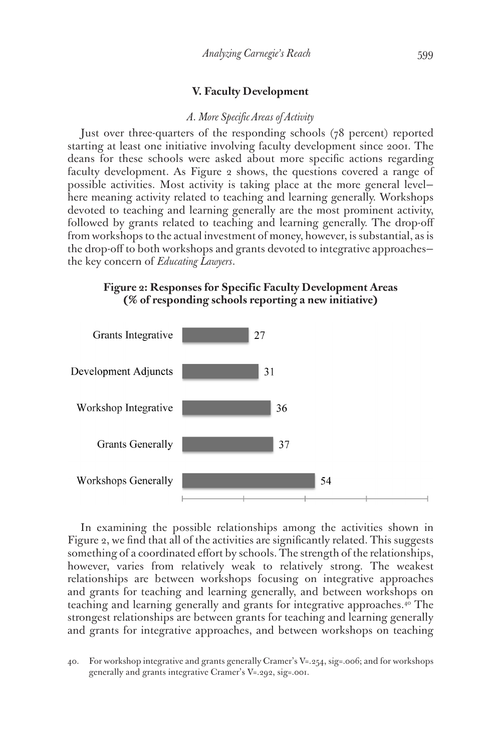## V. Faculty Development

### *A. More Specific Areas of Activity*

Just over three-quarters of the responding schools (78 percent) reported starting at least one initiative involving faculty development since 2001. The deans for these schools were asked about more specific actions regarding faculty development. As Figure 2 shows, the questions covered a range of possible activities. Most activity is taking place at the more general level—here meaning activity related to teaching and learning generally. Workshops devoted to teaching and learning generally are the most prominent activity, followed by grants related to teaching and learning generally. The drop-off from workshops to the actual investment of money, however, is substantial, as is the drop-off to both workshops and grants devoted to integrative approaches—the key concern of *Educating Lawyers*.

**Figure 2: Responses for Specific Faculty Development Areas (% of responding schools reporting a new initiative)**

| Area | % |
|---|---|
| Grants Integrative | 27 |
| Development Adjuncts | 31 |
| Workshop Integrative | 36 |
| Grants Generally | 37 |
| Workshops Generally | 54 |

In examining the possible relationships among the activities shown in Figure 2, we find that all of the activities are significantly related. This suggests something of a coordinated effort by schools. The strength of the relationships, however, varies from relatively weak to relatively strong. The weakest relationships are between workshops focusing on integrative approaches and grants for teaching and learning generally, and between workshops on teaching and learning generally and grants for integrative approaches.[40] The strongest relationships are between grants for teaching and learning generally and grants for integrative approaches, and between workshops on teaching

40. For workshop integrative and grants generally Cramer's V=.254, sig=.006; and for workshops generally and grants integrative Cramer's V=.292, sig=.001.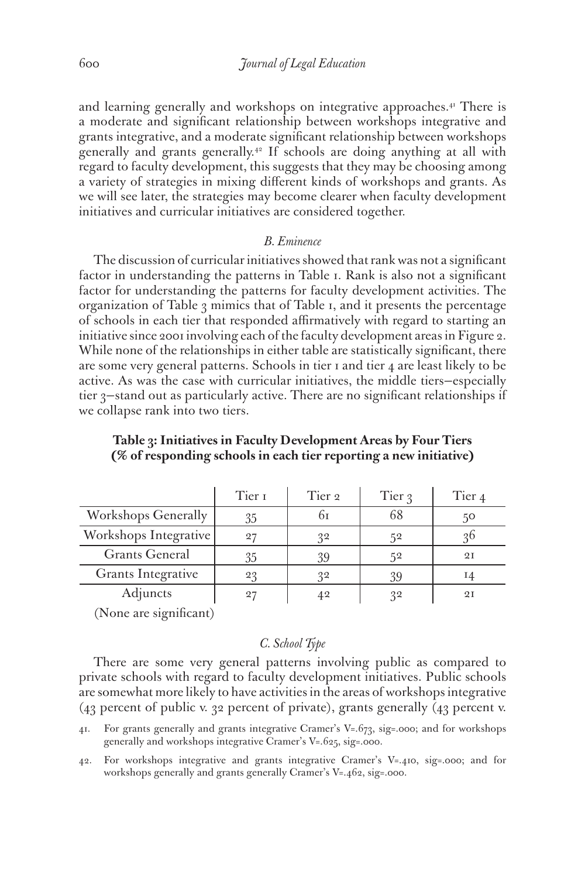and learning generally and workshops on integrative approaches.[41] There is a moderate and significant relationship between workshops integrative and grants integrative, and a moderate significant relationship between workshops generally and grants generally.[42] If schools are doing anything at all with regard to faculty development, this suggests that they may be choosing among a variety of strategies in mixing different kinds of workshops and grants. As we will see later, the strategies may become clearer when faculty development initiatives and curricular initiatives are considered together.

### *B. Eminence*

The discussion of curricular initiatives showed that rank was not a significant factor in understanding the patterns in Table 1. Rank is also not a significant factor for understanding the patterns for faculty development activities. The organization of Table 3 mimics that of Table 1, and it presents the percentage of schools in each tier that responded affirmatively with regard to starting an initiative since 2001 involving each of the faculty development areas in Figure 2. While none of the relationships in either table are statistically significant, there are some very general patterns. Schools in tier 1 and tier 4 are least likely to be active. As was the case with curricular initiatives, the middle tiers—especially tier 3—stand out as particularly active. There are no significant relationships if we collapse rank into two tiers.

**Table 3: Initiatives in Faculty Development Areas by Four Tiers (% of responding schools in each tier reporting a new initiative)**

| | Tier 1 | Tier 2 | Tier 3 | Tier 4 |
|---|---|---|---|---|
| Workshops Generally | 35 | 61 | 68 | 50 |
| Workshops Integrative | 27 | 32 | 52 | 36 |
| Grants General | 35 | 39 | 52 | 21 |
| Grants Integrative | 23 | 32 | 39 | 14 |
| Adjuncts | 27 | 42 | 32 | 21 |

(None are significant)

### *C. School Type*

There are some very general patterns involving public as compared to private schools with regard to faculty development initiatives. Public schools are somewhat more likely to have activities in the areas of workshops integrative (43 percent of public v. 32 percent of private), grants generally (43 percent v.

41. For grants generally and grants integrative Cramer's V=.673, sig=.000; and for workshops generally and workshops integrative Cramer's V=.625, sig=.000.

42. For workshops integrative and grants integrative Cramer's V=.410, sig=.000; and for workshops generally and grants generally Cramer's V=.462, sig=.000.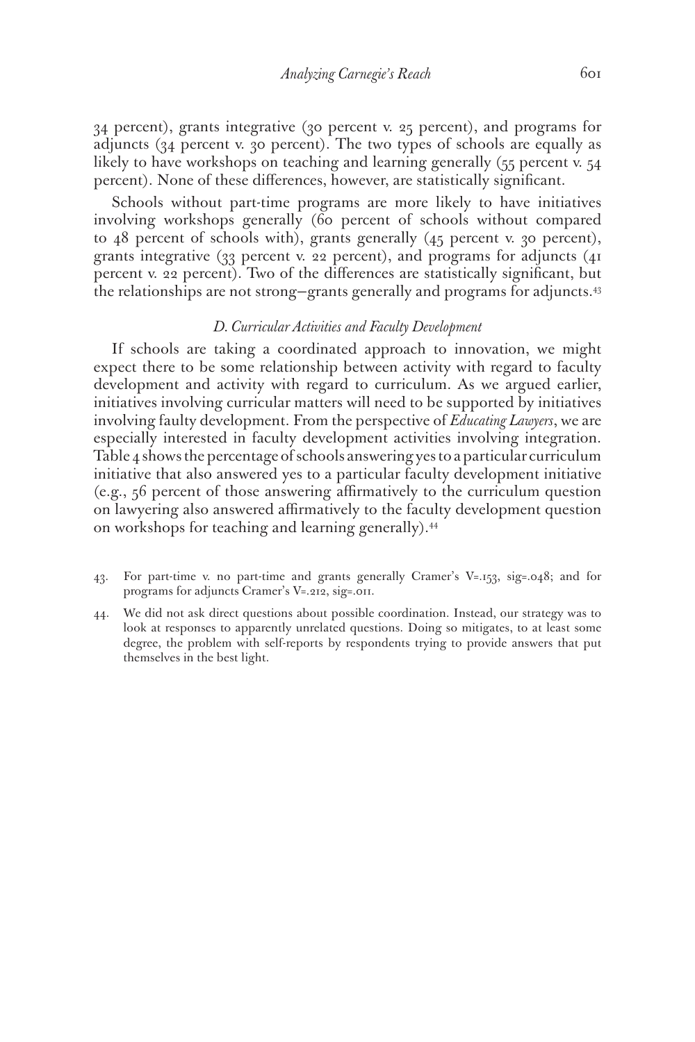34 percent), grants integrative (30 percent v. 25 percent), and programs for adjuncts (34 percent v. 30 percent). The two types of schools are equally as likely to have workshops on teaching and learning generally (55 percent v. 54 percent). None of these differences, however, are statistically significant.

Schools without part-time programs are more likely to have initiatives involving workshops generally (60 percent of schools without compared to 48 percent of schools with), grants generally (45 percent v. 30 percent), grants integrative (33 percent v. 22 percent), and programs for adjuncts (41 percent v. 22 percent). Two of the differences are statistically significant, but the relationships are not strong—grants generally and programs for adjuncts.[43]

### *D. Curricular Activities and Faculty Development*

If schools are taking a coordinated approach to innovation, we might expect there to be some relationship between activity with regard to faculty development and activity with regard to curriculum. As we argued earlier, initiatives involving curricular matters will need to be supported by initiatives involving faulty development. From the perspective of *Educating Lawyers*, we are especially interested in faculty development activities involving integration. Table 4 shows the percentage of schools answering yes to a particular curriculum initiative that also answered yes to a particular faculty development initiative (e.g., 56 percent of those answering affirmatively to the curriculum question on lawyering also answered affirmatively to the faculty development question on workshops for teaching and learning generally).[44]

43. For part-time v. no part-time and grants generally Cramer's V=.153, sig=.048; and for programs for adjuncts Cramer's V=.212, sig=.011.

44. We did not ask direct questions about possible coordination. Instead, our strategy was to look at responses to apparently unrelated questions. Doing so mitigates, to at least some degree, the problem with self-reports by respondents trying to provide answers that put themselves in the best light.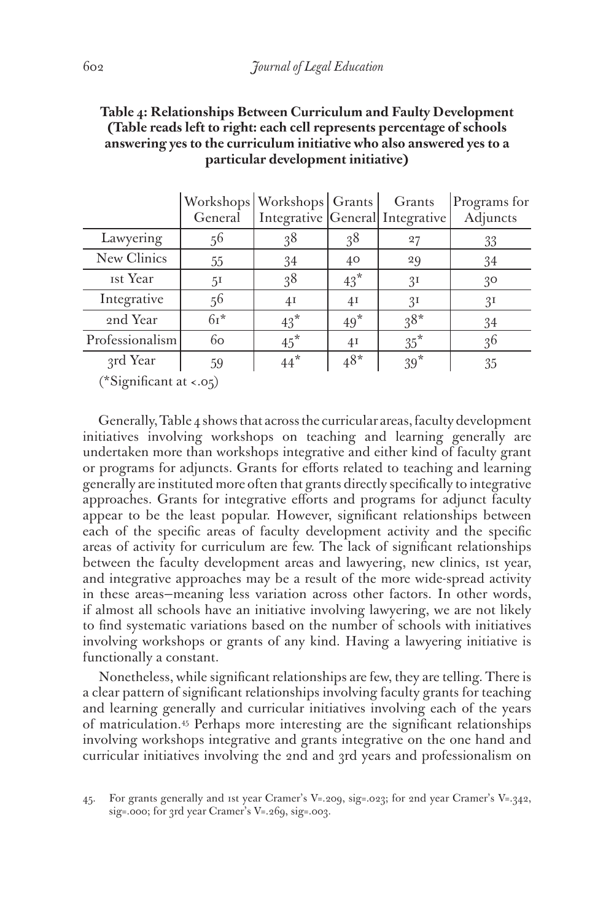**Table 4: Relationships Between Curriculum and Faulty Development (Table reads left to right: each cell represents percentage of schools answering yes to the curriculum initiative who also answered yes to a particular development initiative)**

| | Workshops General | Workshops Integrative | Grants General | Grants Integrative | Programs for Adjuncts |
|---|---|---|---|---|---|
| Lawyering | 56 | 38 | 38 | 27 | 33 |
| New Clinics | 55 | 34 | 40 | 29 | 34 |
| 1st Year | 51 | 38 | 43* | 31 | 30 |
| Integrative | 56 | 41 | 41 | 31 | 31 |
| 2nd Year | 61* | 43* | 49* | 38* | 34 |
| Professionalism | 60 | 45* | 41 | 35* | 36 |
| 3rd Year | 59 | 44* | 48* | 39* | 35 |

(*Significant at <.05)

Generally, Table 4 shows that across the curricular areas, faculty development initiatives involving workshops on teaching and learning generally are undertaken more than workshops integrative and either kind of faculty grant or programs for adjuncts. Grants for efforts related to teaching and learning generally are instituted more often that grants directly specifically to integrative approaches. Grants for integrative efforts and programs for adjunct faculty appear to be the least popular. However, significant relationships between each of the specific areas of faculty development activity and the specific areas of activity for curriculum are few. The lack of significant relationships between the faculty development areas and lawyering, new clinics, 1st year, and integrative approaches may be a result of the more wide-spread activity in these areas—meaning less variation across other factors. In other words, if almost all schools have an initiative involving lawyering, we are not likely to find systematic variations based on the number of schools with initiatives involving workshops or grants of any kind. Having a lawyering initiative is functionally a constant.

Nonetheless, while significant relationships are few, they are telling. There is a clear pattern of significant relationships involving faculty grants for teaching and learning generally and curricular initiatives involving each of the years of matriculation.[45] Perhaps more interesting are the significant relationships involving workshops integrative and grants integrative on the one hand and curricular initiatives involving the 2nd and 3rd years and professionalism on

45. For grants generally and 1st year Cramer's V=.209, sig=.023; for 2nd year Cramer's V=.342, sig=.000; for 3rd year Cramer's V=.269, sig=.003.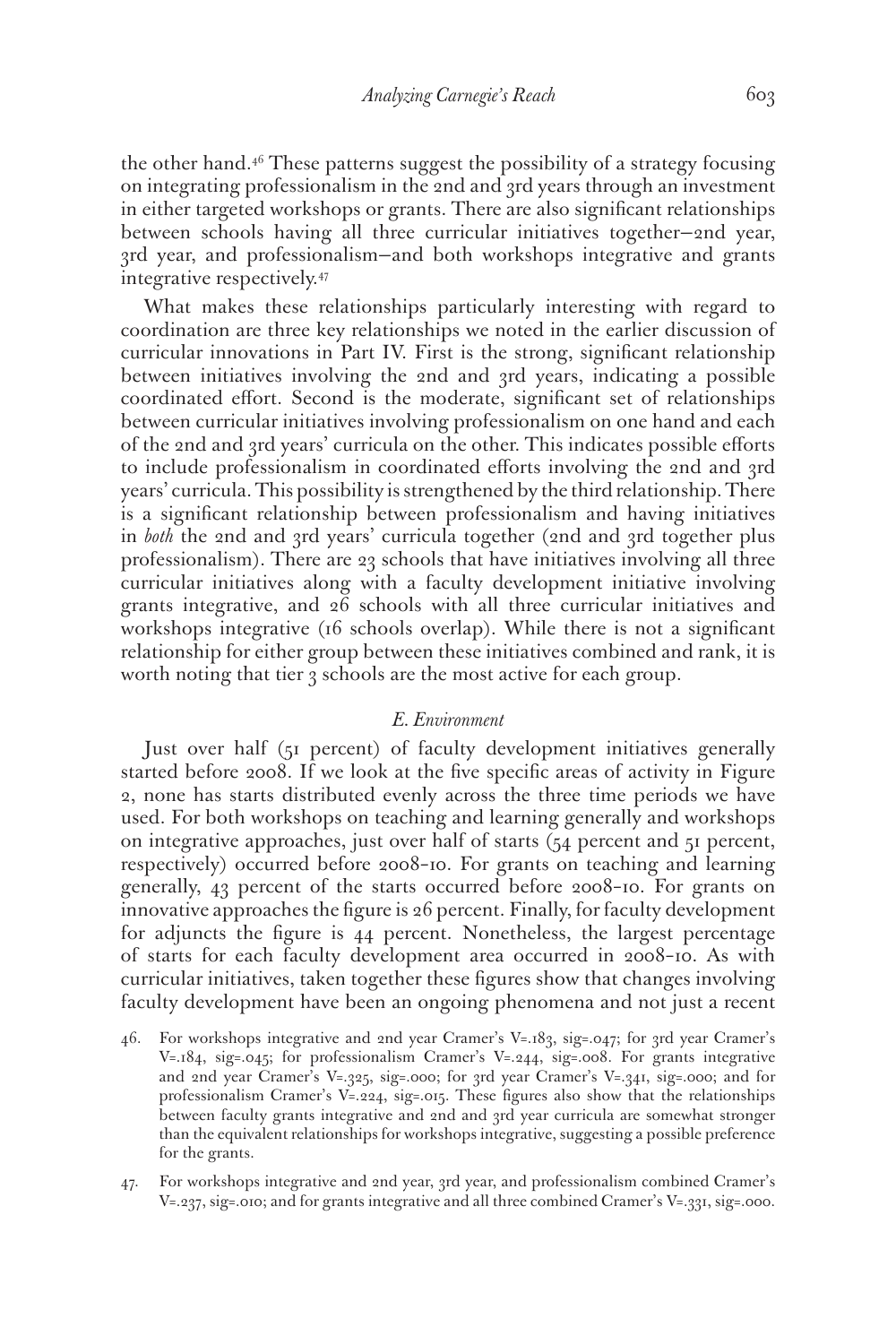the other hand.[46] These patterns suggest the possibility of a strategy focusing on integrating professionalism in the 2nd and 3rd years through an investment in either targeted workshops or grants. There are also significant relationships between schools having all three curricular initiatives together—2nd year, 3rd year, and professionalism—and both workshops integrative and grants integrative respectively.[47]

What makes these relationships particularly interesting with regard to coordination are three key relationships we noted in the earlier discussion of curricular innovations in Part IV. First is the strong, significant relationship between initiatives involving the 2nd and 3rd years, indicating a possible coordinated effort. Second is the moderate, significant set of relationships between curricular initiatives involving professionalism on one hand and each of the 2nd and 3rd years' curricula on the other. This indicates possible efforts to include professionalism in coordinated efforts involving the 2nd and 3rd years' curricula. This possibility is strengthened by the third relationship. There is a significant relationship between professionalism and having initiatives in *both* the 2nd and 3rd years' curricula together (2nd and 3rd together plus professionalism). There are 23 schools that have initiatives involving all three curricular initiatives along with a faculty development initiative involving grants integrative, and 26 schools with all three curricular initiatives and workshops integrative (16 schools overlap). While there is not a significant relationship for either group between these initiatives combined and rank, it is worth noting that tier 3 schools are the most active for each group.

### *E. Environment*

Just over half (51 percent) of faculty development initiatives generally started before 2008. If we look at the five specific areas of activity in Figure 2, none has starts distributed evenly across the three time periods we have used. For both workshops on teaching and learning generally and workshops on integrative approaches, just over half of starts (54 percent and 51 percent, respectively) occurred before 2008-10. For grants on teaching and learning generally, 43 percent of the starts occurred before 2008-10. For grants on innovative approaches the figure is 26 percent. Finally, for faculty development for adjuncts the figure is 44 percent. Nonetheless, the largest percentage of starts for each faculty development area occurred in 2008-10. As with curricular initiatives, taken together these figures show that changes involving faculty development have been an ongoing phenomena and not just a recent

46. For workshops integrative and 2nd year Cramer's V=.183, sig=.047; for 3rd year Cramer's V=.184, sig=.045; for professionalism Cramer's V=.244, sig=.008. For grants integrative and 2nd year Cramer's V=.325, sig=.000; for 3rd year Cramer's V=.341, sig=.000; and for professionalism Cramer's V=.224, sig=.015. These figures also show that the relationships between faculty grants integrative and 2nd and 3rd year curricula are somewhat stronger than the equivalent relationships for workshops integrative, suggesting a possible preference for the grants.

47. For workshops integrative and 2nd year, 3rd year, and professionalism combined Cramer's V=.237, sig=.010; and for grants integrative and all three combined Cramer's V=.331, sig=.000.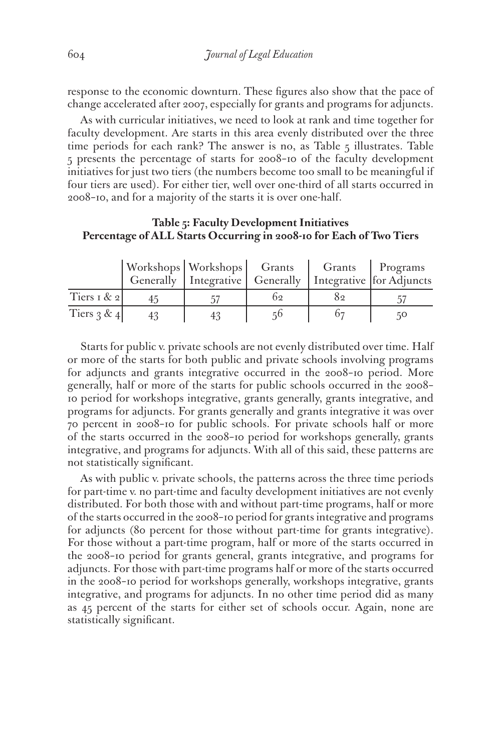response to the economic downturn. These figures also show that the pace of change accelerated after 2007, especially for grants and programs for adjuncts.

As with curricular initiatives, we need to look at rank and time together for faculty development. Are starts in this area evenly distributed over the three time periods for each rank? The answer is no, as Table 5 illustrates. Table 5 presents the percentage of starts for 2008-10 of the faculty development initiatives for just two tiers (the numbers become too small to be meaningful if four tiers are used). For either tier, well over one-third of all starts occurred in 2008-10, and for a majority of the starts it is over one-half.

**Table 5: Faculty Development Initiatives**
**Percentage of ALL Starts Occurring in 2008-10 for Each of Two Tiers**

| | Workshops Generally | Workshops Integrative | Grants Generally | Grants Integrative | Programs for Adjuncts |
|---|---|---|---|---|---|
| Tiers 1 & 2 | 45 | 57 | 62 | 82 | 57 |
| Tiers 3 & 4 | 43 | 43 | 56 | 67 | 50 |

Starts for public v. private schools are not evenly distributed over time. Half or more of the starts for both public and private schools involving programs for adjuncts and grants integrative occurred in the 2008-10 period. More generally, half or more of the starts for public schools occurred in the 2008-10 period for workshops integrative, grants generally, grants integrative, and programs for adjuncts. For grants generally and grants integrative it was over 70 percent in 2008-10 for public schools. For private schools half or more of the starts occurred in the 2008-10 period for workshops generally, grants integrative, and programs for adjuncts. With all of this said, these patterns are not statistically significant.

As with public v. private schools, the patterns across the three time periods for part-time v. no part-time and faculty development initiatives are not evenly distributed. For both those with and without part-time programs, half or more of the starts occurred in the 2008-10 period for grants integrative and programs for adjuncts (80 percent for those without part-time for grants integrative). For those without a part-time program, half or more of the starts occurred in the 2008-10 period for grants general, grants integrative, and programs for adjuncts. For those with part-time programs half or more of the starts occurred in the 2008-10 period for workshops generally, workshops integrative, grants integrative, and programs for adjuncts. In no other time period did as many as 45 percent of the starts for either set of schools occur. Again, none are statistically significant.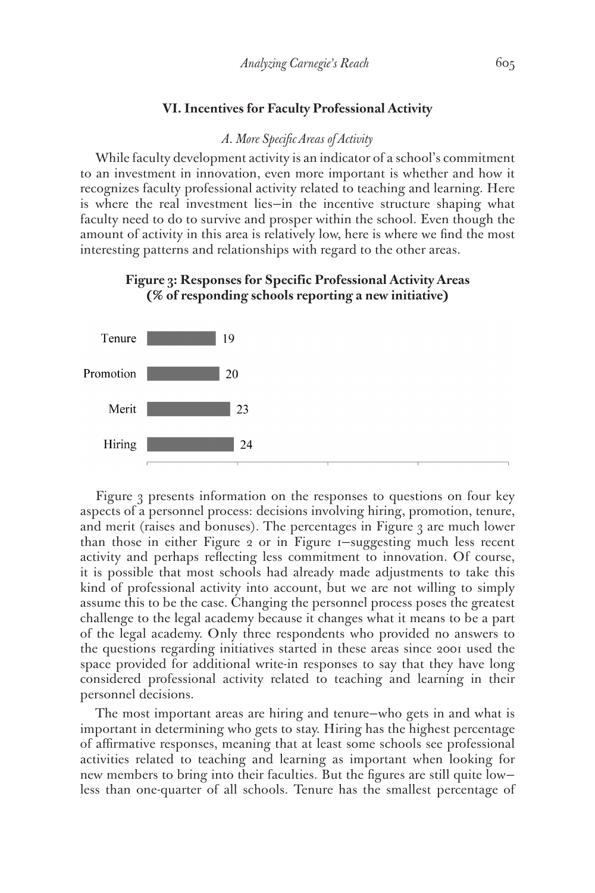## VI. Incentives for Faculty Professional Activity

### *A. More Specific Areas of Activity*

While faculty development activity is an indicator of a school's commitment to an investment in innovation, even more important is whether and how it recognizes faculty professional activity related to teaching and learning. Here is where the real investment lies—in the incentive structure shaping what faculty need to do to survive and prosper within the school. Even though the amount of activity in this area is relatively low, here is where we find the most interesting patterns and relationships with regard to the other areas.

**Figure 3: Responses for Specific Professional Activity Areas (% of responding schools reporting a new initiative)**

| Area | % |
|---|---|
| Tenure | 19 |
| Promotion | 20 |
| Merit | 23 |
| Hiring | 24 |

Figure 3 presents information on the responses to questions on four key aspects of a personnel process: decisions involving hiring, promotion, tenure, and merit (raises and bonuses). The percentages in Figure 3 are much lower than those in either Figure 2 or in Figure 1—suggesting much less recent activity and perhaps reflecting less commitment to innovation. Of course, it is possible that most schools had already made adjustments to take this kind of professional activity into account, but we are not willing to simply assume this to be the case. Changing the personnel process poses the greatest challenge to the legal academy because it changes what it means to be a part of the legal academy. Only three respondents who provided no answers to the questions regarding initiatives started in these areas since 2001 used the space provided for additional write-in responses to say that they have long considered professional activity related to teaching and learning in their personnel decisions.

The most important areas are hiring and tenure—who gets in and what is important in determining who gets to stay. Hiring has the highest percentage of affirmative responses, meaning that at least some schools see professional activities related to teaching and learning as important when looking for new members to bring into their faculties. But the figures are still quite low—less than one-quarter of all schools. Tenure has the smallest percentage of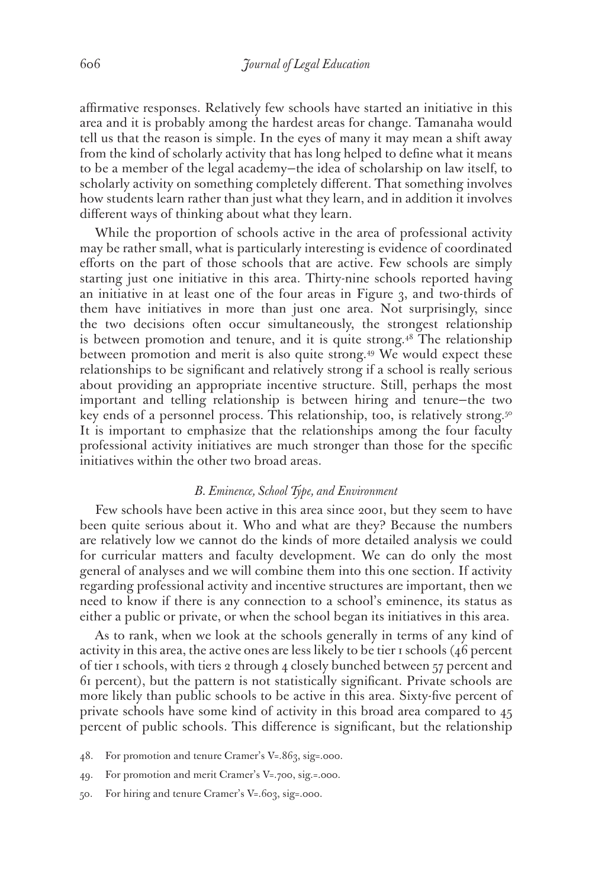affirmative responses. Relatively few schools have started an initiative in this area and it is probably among the hardest areas for change. Tamanaha would tell us that the reason is simple. In the eyes of many it may mean a shift away from the kind of scholarly activity that has long helped to define what it means to be a member of the legal academy—the idea of scholarship on law itself, to scholarly activity on something completely different. That something involves how students learn rather than just what they learn, and in addition it involves different ways of thinking about what they learn.

While the proportion of schools active in the area of professional activity may be rather small, what is particularly interesting is evidence of coordinated efforts on the part of those schools that are active. Few schools are simply starting just one initiative in this area. Thirty-nine schools reported having an initiative in at least one of the four areas in Figure 3, and two-thirds of them have initiatives in more than just one area. Not surprisingly, since the two decisions often occur simultaneously, the strongest relationship is between promotion and tenure, and it is quite strong.[48] The relationship between promotion and merit is also quite strong.[49] We would expect these relationships to be significant and relatively strong if a school is really serious about providing an appropriate incentive structure. Still, perhaps the most important and telling relationship is between hiring and tenure—the two key ends of a personnel process. This relationship, too, is relatively strong.[50] It is important to emphasize that the relationships among the four faculty professional activity initiatives are much stronger than those for the specific initiatives within the other two broad areas.

### *B. Eminence, School Type, and Environment*

Few schools have been active in this area since 2001, but they seem to have been quite serious about it. Who and what are they? Because the numbers are relatively low we cannot do the kinds of more detailed analysis we could for curricular matters and faculty development. We can do only the most general of analyses and we will combine them into this one section. If activity regarding professional activity and incentive structures are important, then we need to know if there is any connection to a school's eminence, its status as either a public or private, or when the school began its initiatives in this area.

As to rank, when we look at the schools generally in terms of any kind of activity in this area, the active ones are less likely to be tier 1 schools (46 percent of tier 1 schools, with tiers 2 through 4 closely bunched between 57 percent and 61 percent), but the pattern is not statistically significant. Private schools are more likely than public schools to be active in this area. Sixty-five percent of private schools have some kind of activity in this broad area compared to 45 percent of public schools. This difference is significant, but the relationship

48. For promotion and tenure Cramer's V=.863, sig=.000.

49. For promotion and merit Cramer's V=.700, sig.=.000.

50. For hiring and tenure Cramer's V=.603, sig=.000.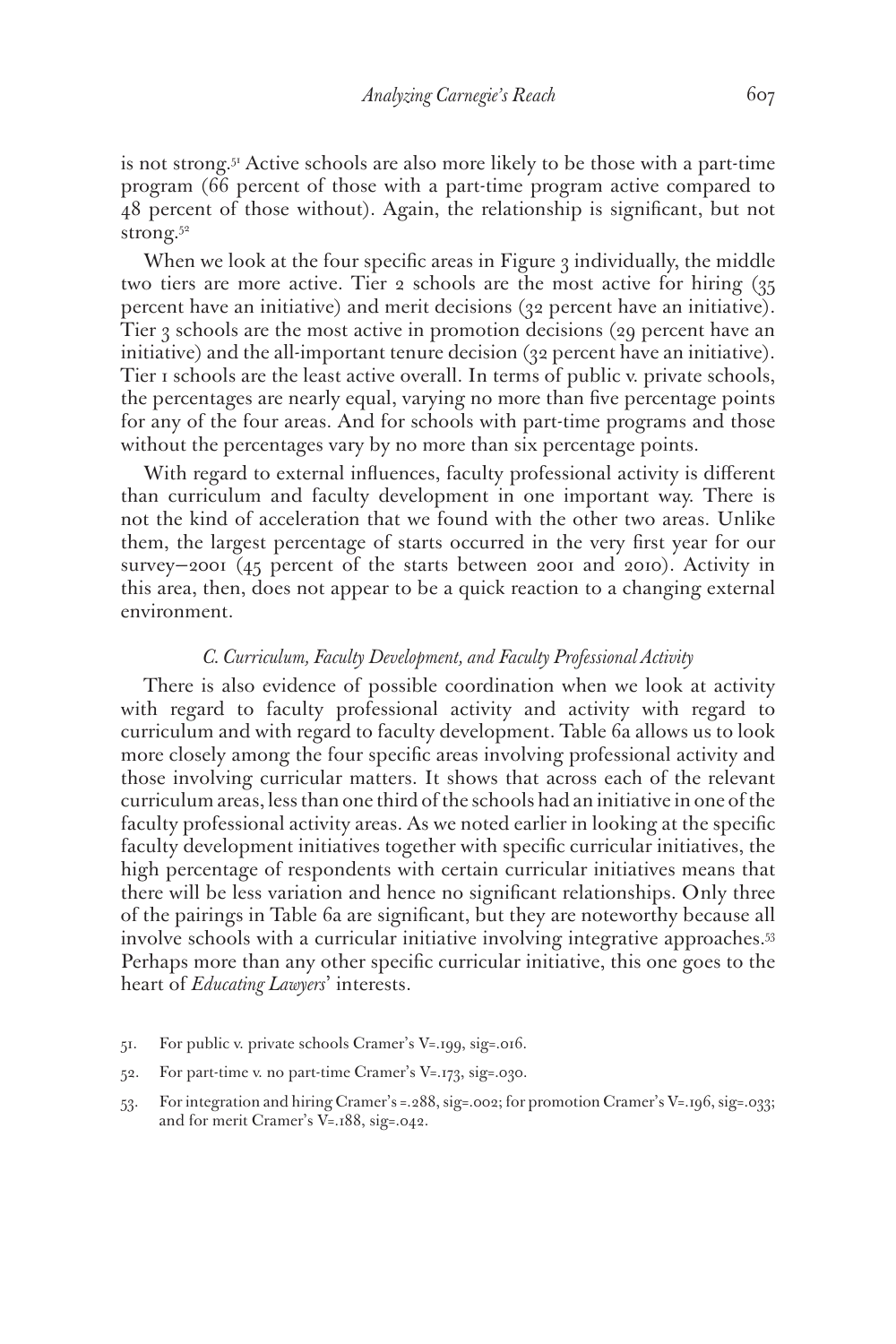is not strong.[51] Active schools are also more likely to be those with a part-time program (66 percent of those with a part-time program active compared to 48 percent of those without). Again, the relationship is significant, but not strong.[52]

When we look at the four specific areas in Figure 3 individually, the middle two tiers are more active. Tier 2 schools are the most active for hiring (35 percent have an initiative) and merit decisions (32 percent have an initiative). Tier 3 schools are the most active in promotion decisions (29 percent have an initiative) and the all-important tenure decision (32 percent have an initiative). Tier 1 schools are the least active overall. In terms of public v. private schools, the percentages are nearly equal, varying no more than five percentage points for any of the four areas. And for schools with part-time programs and those without the percentages vary by no more than six percentage points.

With regard to external influences, faculty professional activity is different than curriculum and faculty development in one important way. There is not the kind of acceleration that we found with the other two areas. Unlike them, the largest percentage of starts occurred in the very first year for our survey—2001 (45 percent of the starts between 2001 and 2010). Activity in this area, then, does not appear to be a quick reaction to a changing external environment.

### *C. Curriculum, Faculty Development, and Faculty Professional Activity*

There is also evidence of possible coordination when we look at activity with regard to faculty professional activity and activity with regard to curriculum and with regard to faculty development. Table 6a allows us to look more closely among the four specific areas involving professional activity and those involving curricular matters. It shows that across each of the relevant curriculum areas, less than one third of the schools had an initiative in one of the faculty professional activity areas. As we noted earlier in looking at the specific faculty development initiatives together with specific curricular initiatives, the high percentage of respondents with certain curricular initiatives means that there will be less variation and hence no significant relationships. Only three of the pairings in Table 6a are significant, but they are noteworthy because all involve schools with a curricular initiative involving integrative approaches.[53] Perhaps more than any other specific curricular initiative, this one goes to the heart of *Educating Lawyers*' interests.

51. For public v. private schools Cramer's V=.199, sig=.016.

52. For part-time v. no part-time Cramer's V=.173, sig=.030.

53. For integration and hiring Cramer's =.288, sig=.002; for promotion Cramer's V=.196, sig=.033; and for merit Cramer's V=.188, sig=.042.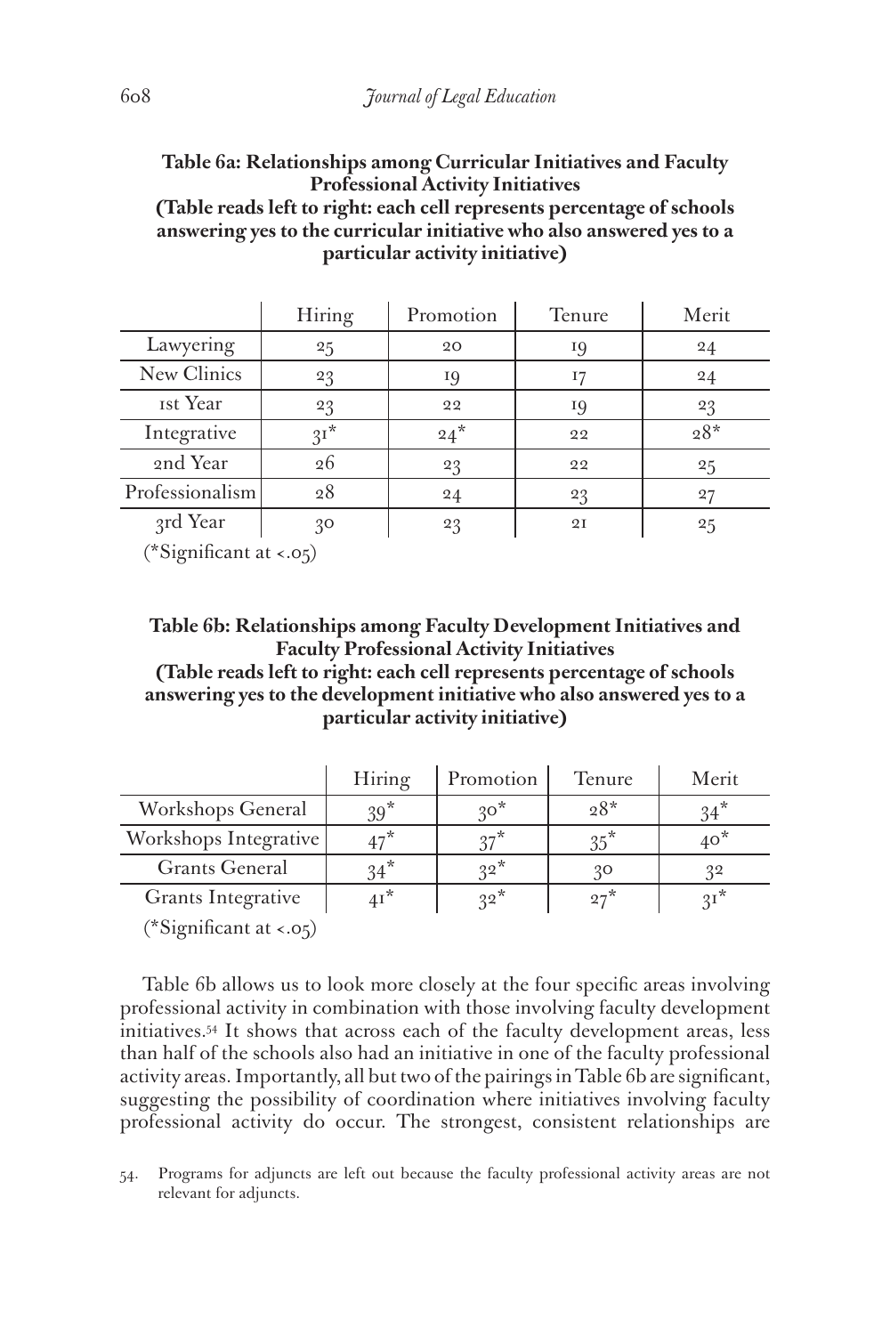**Table 6a: Relationships among Curricular Initiatives and Faculty Professional Activity Initiatives**
**(Table reads left to right: each cell represents percentage of schools answering yes to the curricular initiative who also answered yes to a particular activity initiative)**

| | Hiring | Promotion | Tenure | Merit |
|---|---|---|---|---|
| Lawyering | 25 | 20 | 19 | 24 |
| New Clinics | 23 | 19 | 17 | 24 |
| 1st Year | 23 | 22 | 19 | 23 |
| Integrative | 31* | 24* | 22 | 28* |
| 2nd Year | 26 | 23 | 22 | 25 |
| Professionalism | 28 | 24 | 23 | 27 |
| 3rd Year | 30 | 23 | 21 | 25 |

(*Significant at <.05)

**Table 6b: Relationships among Faculty Development Initiatives and Faculty Professional Activity Initiatives**
**(Table reads left to right: each cell represents percentage of schools answering yes to the development initiative who also answered yes to a particular activity initiative)**

| | Hiring | Promotion | Tenure | Merit |
|---|---|---|---|---|
| Workshops General | 39* | 30* | 28* | 34* |
| Workshops Integrative | 47* | 37* | 35* | 40* |
| Grants General | 34* | 32* | 30 | 32 |
| Grants Integrative | 41* | 32* | 27* | 31* |

(*Significant at <.05)

Table 6b allows us to look more closely at the four specific areas involving professional activity in combination with those involving faculty development initiatives.[54] It shows that across each of the faculty development areas, less than half of the schools also had an initiative in one of the faculty professional activity areas. Importantly, all but two of the pairings in Table 6b are significant, suggesting the possibility of coordination where initiatives involving faculty professional activity do occur. The strongest, consistent relationships are

54. Programs for adjuncts are left out because the faculty professional activity areas are not relevant for adjuncts.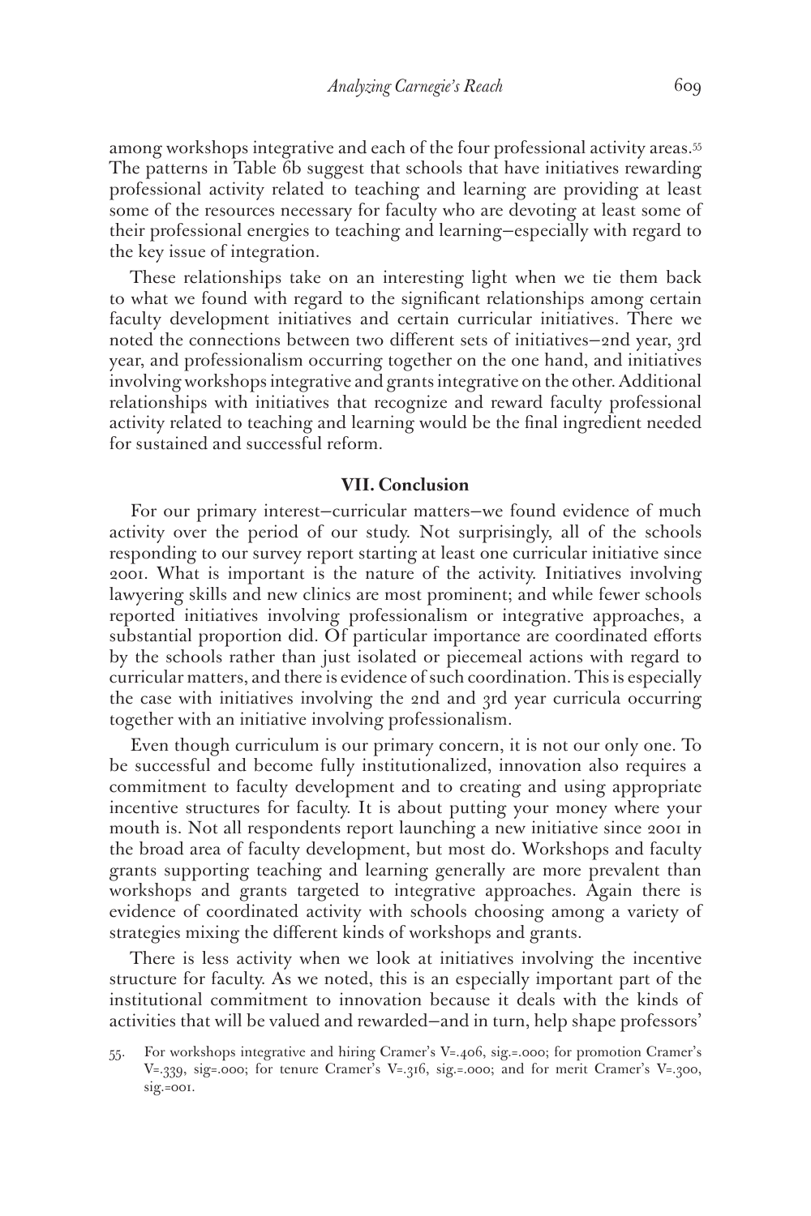among workshops integrative and each of the four professional activity areas.[55] The patterns in Table 6b suggest that schools that have initiatives rewarding professional activity related to teaching and learning are providing at least some of the resources necessary for faculty who are devoting at least some of their professional energies to teaching and learning—especially with regard to the key issue of integration.

These relationships take on an interesting light when we tie them back to what we found with regard to the significant relationships among certain faculty development initiatives and certain curricular initiatives. There we noted the connections between two different sets of initiatives—2nd year, 3rd year, and professionalism occurring together on the one hand, and initiatives involving workshops integrative and grants integrative on the other. Additional relationships with initiatives that recognize and reward faculty professional activity related to teaching and learning would be the final ingredient needed for sustained and successful reform.

## VII. Conclusion

For our primary interest—curricular matters—we found evidence of much activity over the period of our study. Not surprisingly, all of the schools responding to our survey report starting at least one curricular initiative since 2001. What is important is the nature of the activity. Initiatives involving lawyering skills and new clinics are most prominent; and while fewer schools reported initiatives involving professionalism or integrative approaches, a substantial proportion did. Of particular importance are coordinated efforts by the schools rather than just isolated or piecemeal actions with regard to curricular matters, and there is evidence of such coordination. This is especially the case with initiatives involving the 2nd and 3rd year curricula occurring together with an initiative involving professionalism.

Even though curriculum is our primary concern, it is not our only one. To be successful and become fully institutionalized, innovation also requires a commitment to faculty development and to creating and using appropriate incentive structures for faculty. It is about putting your money where your mouth is. Not all respondents report launching a new initiative since 2001 in the broad area of faculty development, but most do. Workshops and faculty grants supporting teaching and learning generally are more prevalent than workshops and grants targeted to integrative approaches. Again there is evidence of coordinated activity with schools choosing among a variety of strategies mixing the different kinds of workshops and grants.

There is less activity when we look at initiatives involving the incentive structure for faculty. As we noted, this is an especially important part of the institutional commitment to innovation because it deals with the kinds of activities that will be valued and rewarded—and in turn, help shape professors'

55. For workshops integrative and hiring Cramer's V=.406, sig.=.000; for promotion Cramer's V=.339, sig=.000; for tenure Cramer's V=.316, sig.=.000; and for merit Cramer's V=.300, sig.=001.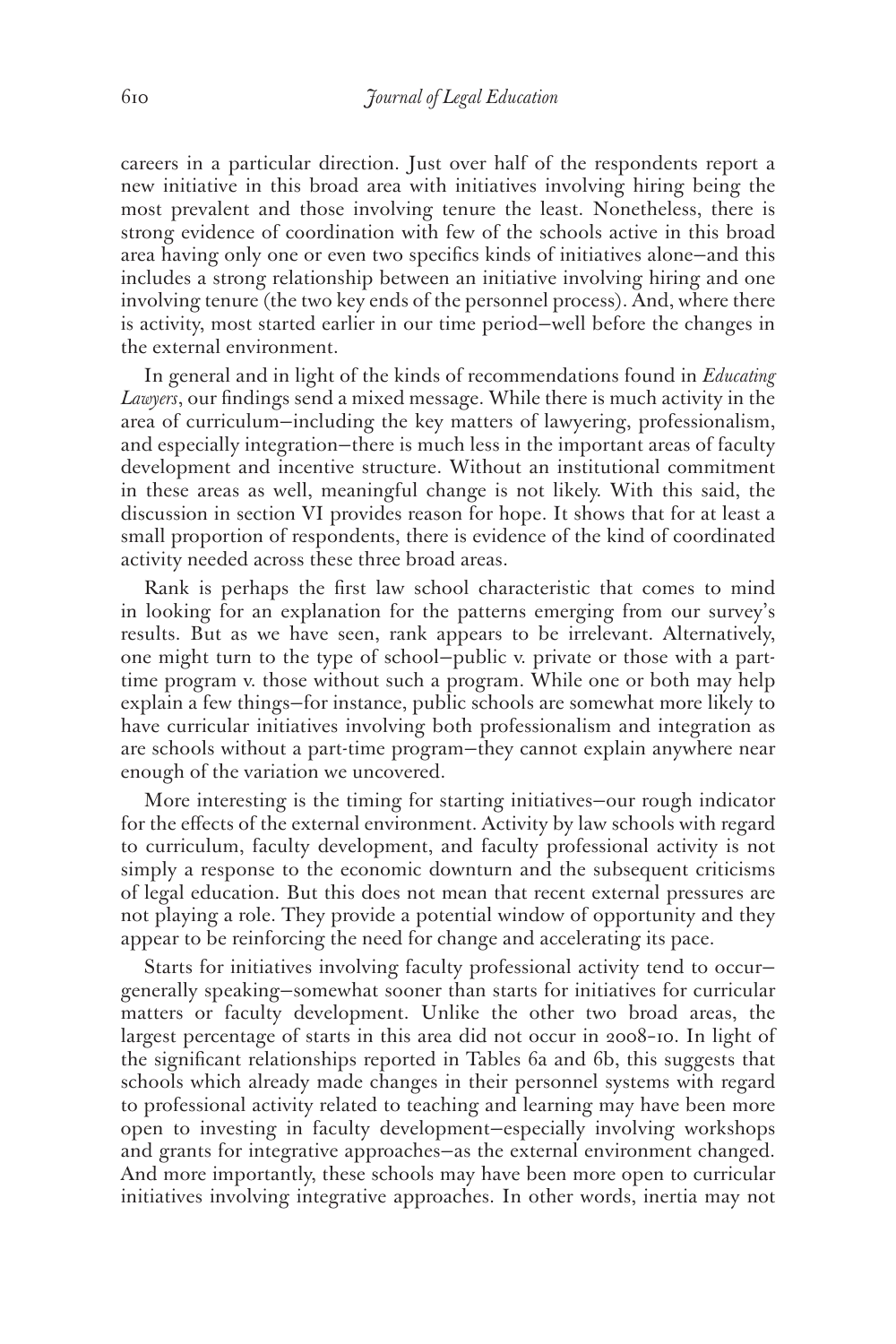careers in a particular direction. Just over half of the respondents report a new initiative in this broad area with initiatives involving hiring being the most prevalent and those involving tenure the least. Nonetheless, there is strong evidence of coordination with few of the schools active in this broad area having only one or even two specifics kinds of initiatives alone—and this includes a strong relationship between an initiative involving hiring and one involving tenure (the two key ends of the personnel process). And, where there is activity, most started earlier in our time period—well before the changes in the external environment.

In general and in light of the kinds of recommendations found in *Educating Lawyers*, our findings send a mixed message. While there is much activity in the area of curriculum—including the key matters of lawyering, professionalism, and especially integration—there is much less in the important areas of faculty development and incentive structure. Without an institutional commitment in these areas as well, meaningful change is not likely. With this said, the discussion in section VI provides reason for hope. It shows that for at least a small proportion of respondents, there is evidence of the kind of coordinated activity needed across these three broad areas.

Rank is perhaps the first law school characteristic that comes to mind in looking for an explanation for the patterns emerging from our survey's results. But as we have seen, rank appears to be irrelevant. Alternatively, one might turn to the type of school—public v. private or those with a part-time program v. those without such a program. While one or both may help explain a few things—for instance, public schools are somewhat more likely to have curricular initiatives involving both professionalism and integration as are schools without a part-time program—they cannot explain anywhere near enough of the variation we uncovered.

More interesting is the timing for starting initiatives—our rough indicator for the effects of the external environment. Activity by law schools with regard to curriculum, faculty development, and faculty professional activity is not simply a response to the economic downturn and the subsequent criticisms of legal education. But this does not mean that recent external pressures are not playing a role. They provide a potential window of opportunity and they appear to be reinforcing the need for change and accelerating its pace.

Starts for initiatives involving faculty professional activity tend to occur—generally speaking—somewhat sooner than starts for initiatives for curricular matters or faculty development. Unlike the other two broad areas, the largest percentage of starts in this area did not occur in 2008-10. In light of the significant relationships reported in Tables 6a and 6b, this suggests that schools which already made changes in their personnel systems with regard to professional activity related to teaching and learning may have been more open to investing in faculty development—especially involving workshops and grants for integrative approaches—as the external environment changed. And more importantly, these schools may have been more open to curricular initiatives involving integrative approaches. In other words, inertia may not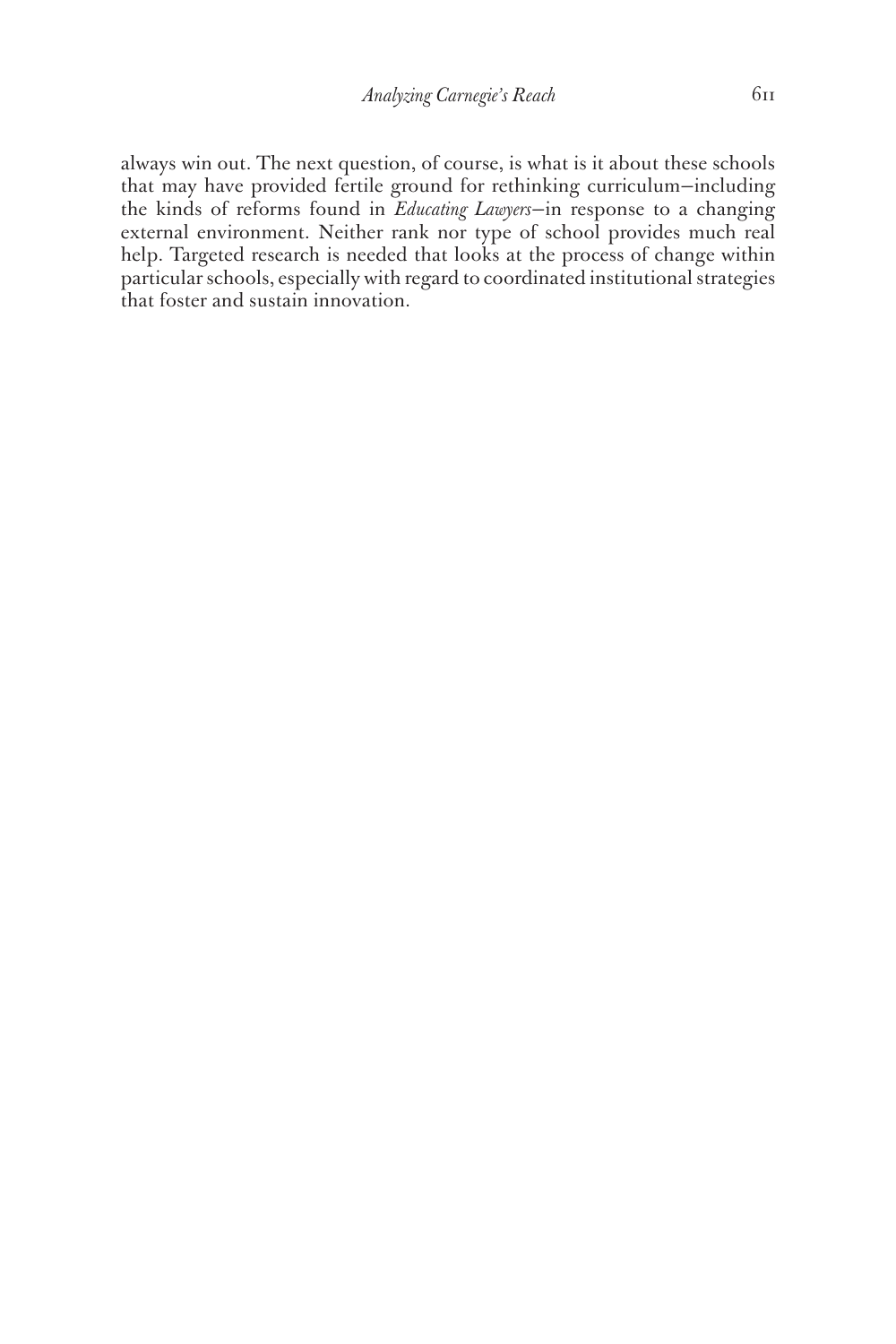always win out. The next question, of course, is what is it about these schools that may have provided fertile ground for rethinking curriculum—including the kinds of reforms found in *Educating Lawyers*—in response to a changing external environment. Neither rank nor type of school provides much real help. Targeted research is needed that looks at the process of change within particular schools, especially with regard to coordinated institutional strategies that foster and sustain innovation.